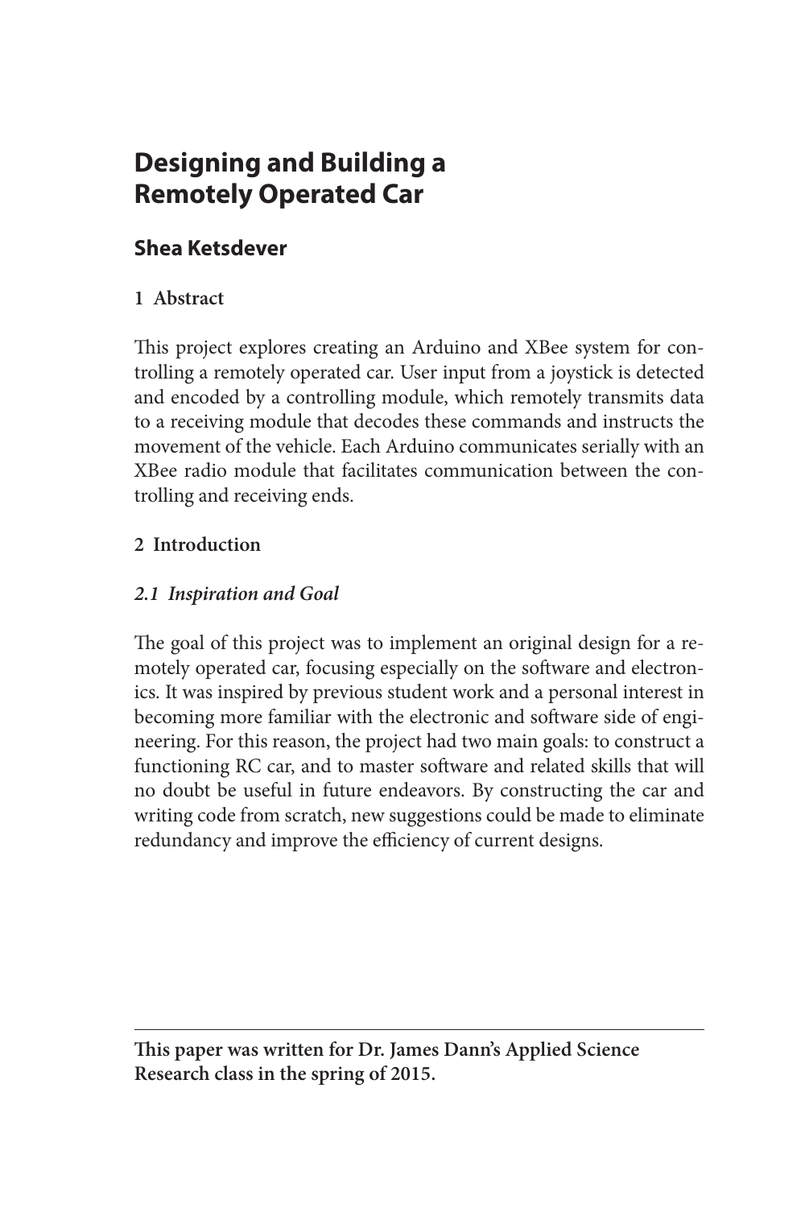# Designing and Building a Remotely Operated Car

## Shea Ketsdever

### 1 Abstract

This project explores creating an Arduino and XBee system for controlling a remotely operated car. User input from a joystick is detected and encoded by a controlling module, which remotely transmits data to a receiving module that decodes these commands and instructs the movement of the vehicle. Each Arduino communicates serially with an XBee radio module that facilitates communication between the controlling and receiving ends.

### 2 Introduction

#### *2.1 Inspiration and Goal*

The goal of this project was to implement an original design for a remotely operated car, focusing especially on the software and electronics. It was inspired by previous student work and a personal interest in becoming more familiar with the electronic and software side of engineering. For this reason, the project had two main goals: to construct a functioning RC car, and to master software and related skills that will no doubt be useful in future endeavors. By constructing the car and writing code from scratch, new suggestions could be made to eliminate redundancy and improve the efficiency of current designs.

---

**This paper was written for Dr. James Dann's Applied Science Research class in the spring of 2015.**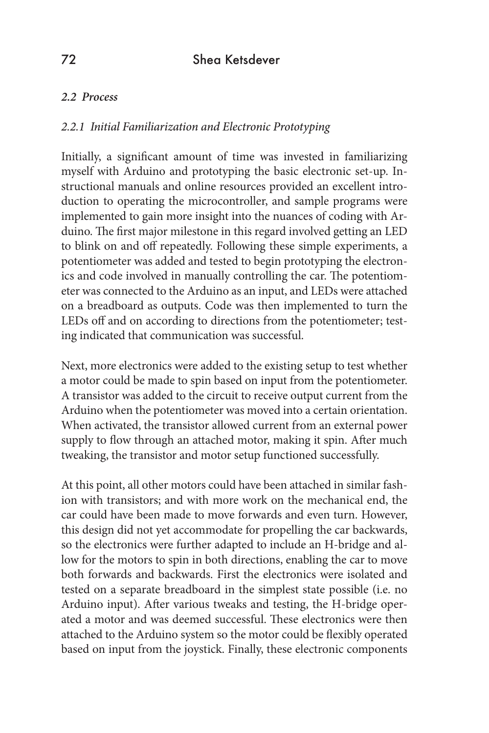### *2.2 Process*

#### *2.2.1 Initial Familiarization and Electronic Prototyping*

Initially, a significant amount of time was invested in familiarizing myself with Arduino and prototyping the basic electronic set-up. Instructional manuals and online resources provided an excellent introduction to operating the microcontroller, and sample programs were implemented to gain more insight into the nuances of coding with Arduino. The first major milestone in this regard involved getting an LED to blink on and off repeatedly. Following these simple experiments, a potentiometer was added and tested to begin prototyping the electronics and code involved in manually controlling the car. The potentiometer was connected to the Arduino as an input, and LEDs were attached on a breadboard as outputs. Code was then implemented to turn the LEDs off and on according to directions from the potentiometer; testing indicated that communication was successful.

Next, more electronics were added to the existing setup to test whether a motor could be made to spin based on input from the potentiometer. A transistor was added to the circuit to receive output current from the Arduino when the potentiometer was moved into a certain orientation. When activated, the transistor allowed current from an external power supply to flow through an attached motor, making it spin. After much tweaking, the transistor and motor setup functioned successfully.

At this point, all other motors could have been attached in similar fashion with transistors; and with more work on the mechanical end, the car could have been made to move forwards and even turn. However, this design did not yet accommodate for propelling the car backwards, so the electronics were further adapted to include an H-bridge and allow for the motors to spin in both directions, enabling the car to move both forwards and backwards. First the electronics were isolated and tested on a separate breadboard in the simplest state possible (i.e. no Arduino input). After various tweaks and testing, the H-bridge operated a motor and was deemed successful. These electronics were then attached to the Arduino system so the motor could be flexibly operated based on input from the joystick. Finally, these electronic components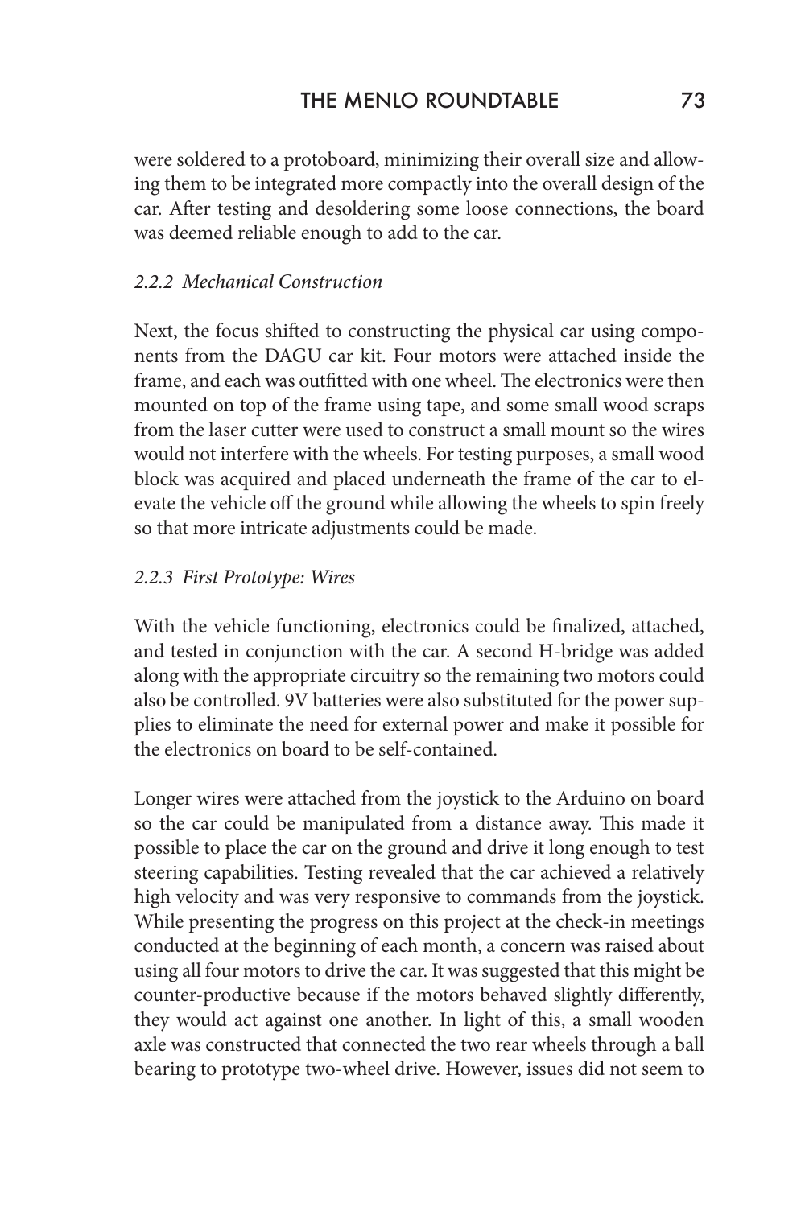were soldered to a protoboard, minimizing their overall size and allowing them to be integrated more compactly into the overall design of the car. After testing and desoldering some loose connections, the board was deemed reliable enough to add to the car.

### *2.2.2 Mechanical Construction*

Next, the focus shifted to constructing the physical car using components from the DAGU car kit. Four motors were attached inside the frame, and each was outfitted with one wheel. The electronics were then mounted on top of the frame using tape, and some small wood scraps from the laser cutter were used to construct a small mount so the wires would not interfere with the wheels. For testing purposes, a small wood block was acquired and placed underneath the frame of the car to elevate the vehicle off the ground while allowing the wheels to spin freely so that more intricate adjustments could be made.

### *2.2.3 First Prototype: Wires*

With the vehicle functioning, electronics could be finalized, attached, and tested in conjunction with the car. A second H-bridge was added along with the appropriate circuitry so the remaining two motors could also be controlled. 9V batteries were also substituted for the power supplies to eliminate the need for external power and make it possible for the electronics on board to be self-contained.

Longer wires were attached from the joystick to the Arduino on board so the car could be manipulated from a distance away. This made it possible to place the car on the ground and drive it long enough to test steering capabilities. Testing revealed that the car achieved a relatively high velocity and was very responsive to commands from the joystick. While presenting the progress on this project at the check-in meetings conducted at the beginning of each month, a concern was raised about using all four motors to drive the car. It was suggested that this might be counter-productive because if the motors behaved slightly differently, they would act against one another. In light of this, a small wooden axle was constructed that connected the two rear wheels through a ball bearing to prototype two-wheel drive. However, issues did not seem to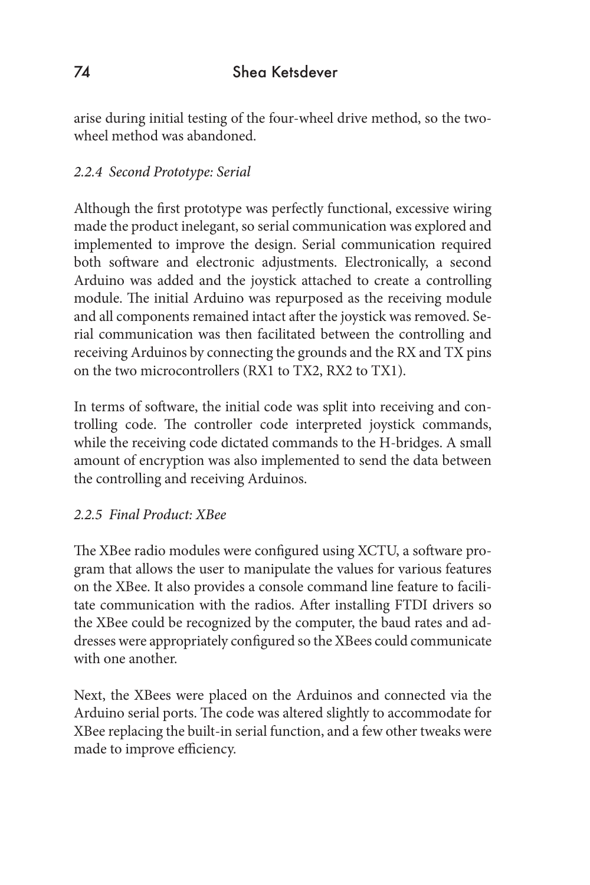arise during initial testing of the four-wheel drive method, so the two-wheel method was abandoned.

### *2.2.4 Second Prototype: Serial*

Although the first prototype was perfectly functional, excessive wiring made the product inelegant, so serial communication was explored and implemented to improve the design. Serial communication required both software and electronic adjustments. Electronically, a second Arduino was added and the joystick attached to create a controlling module. The initial Arduino was repurposed as the receiving module and all components remained intact after the joystick was removed. Serial communication was then facilitated between the controlling and receiving Arduinos by connecting the grounds and the RX and TX pins on the two microcontrollers (RX1 to TX2, RX2 to TX1).

In terms of software, the initial code was split into receiving and controlling code. The controller code interpreted joystick commands, while the receiving code dictated commands to the H-bridges. A small amount of encryption was also implemented to send the data between the controlling and receiving Arduinos.

### *2.2.5 Final Product: XBee*

The XBee radio modules were configured using XCTU, a software program that allows the user to manipulate the values for various features on the XBee. It also provides a console command line feature to facilitate communication with the radios. After installing FTDI drivers so the XBee could be recognized by the computer, the baud rates and addresses were appropriately configured so the XBees could communicate with one another.

Next, the XBees were placed on the Arduinos and connected via the Arduino serial ports. The code was altered slightly to accommodate for XBee replacing the built-in serial function, and a few other tweaks were made to improve efficiency.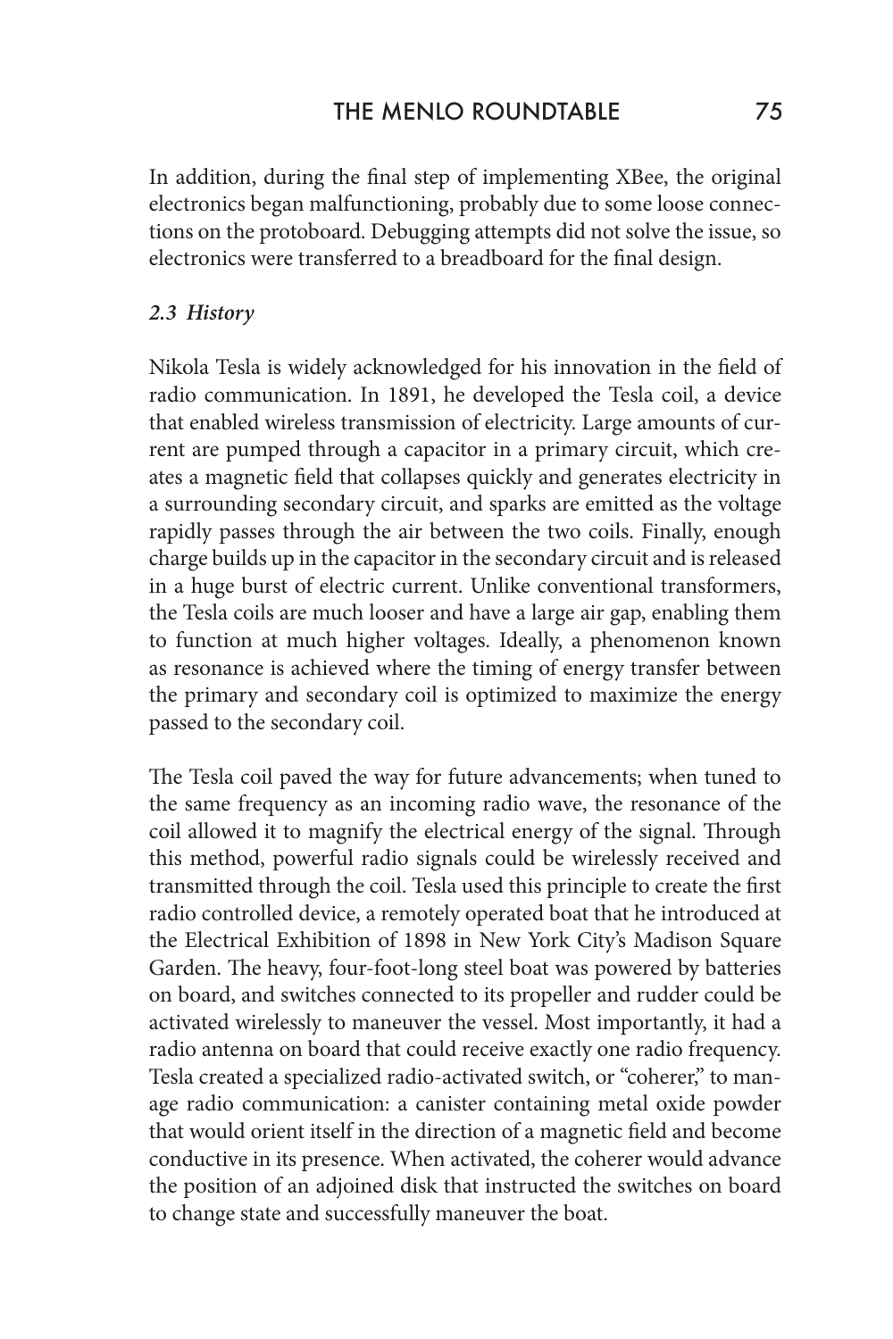In addition, during the final step of implementing XBee, the original electronics began malfunctioning, probably due to some loose connections on the protoboard. Debugging attempts did not solve the issue, so electronics were transferred to a breadboard for the final design.

### *2.3 History*

Nikola Tesla is widely acknowledged for his innovation in the field of radio communication. In 1891, he developed the Tesla coil, a device that enabled wireless transmission of electricity. Large amounts of current are pumped through a capacitor in a primary circuit, which creates a magnetic field that collapses quickly and generates electricity in a surrounding secondary circuit, and sparks are emitted as the voltage rapidly passes through the air between the two coils. Finally, enough charge builds up in the capacitor in the secondary circuit and is released in a huge burst of electric current. Unlike conventional transformers, the Tesla coils are much looser and have a large air gap, enabling them to function at much higher voltages. Ideally, a phenomenon known as resonance is achieved where the timing of energy transfer between the primary and secondary coil is optimized to maximize the energy passed to the secondary coil.

The Tesla coil paved the way for future advancements; when tuned to the same frequency as an incoming radio wave, the resonance of the coil allowed it to magnify the electrical energy of the signal. Through this method, powerful radio signals could be wirelessly received and transmitted through the coil. Tesla used this principle to create the first radio controlled device, a remotely operated boat that he introduced at the Electrical Exhibition of 1898 in New York City's Madison Square Garden. The heavy, four-foot-long steel boat was powered by batteries on board, and switches connected to its propeller and rudder could be activated wirelessly to maneuver the vessel. Most importantly, it had a radio antenna on board that could receive exactly one radio frequency. Tesla created a specialized radio-activated switch, or "coherer," to manage radio communication: a canister containing metal oxide powder that would orient itself in the direction of a magnetic field and become conductive in its presence. When activated, the coherer would advance the position of an adjoined disk that instructed the switches on board to change state and successfully maneuver the boat.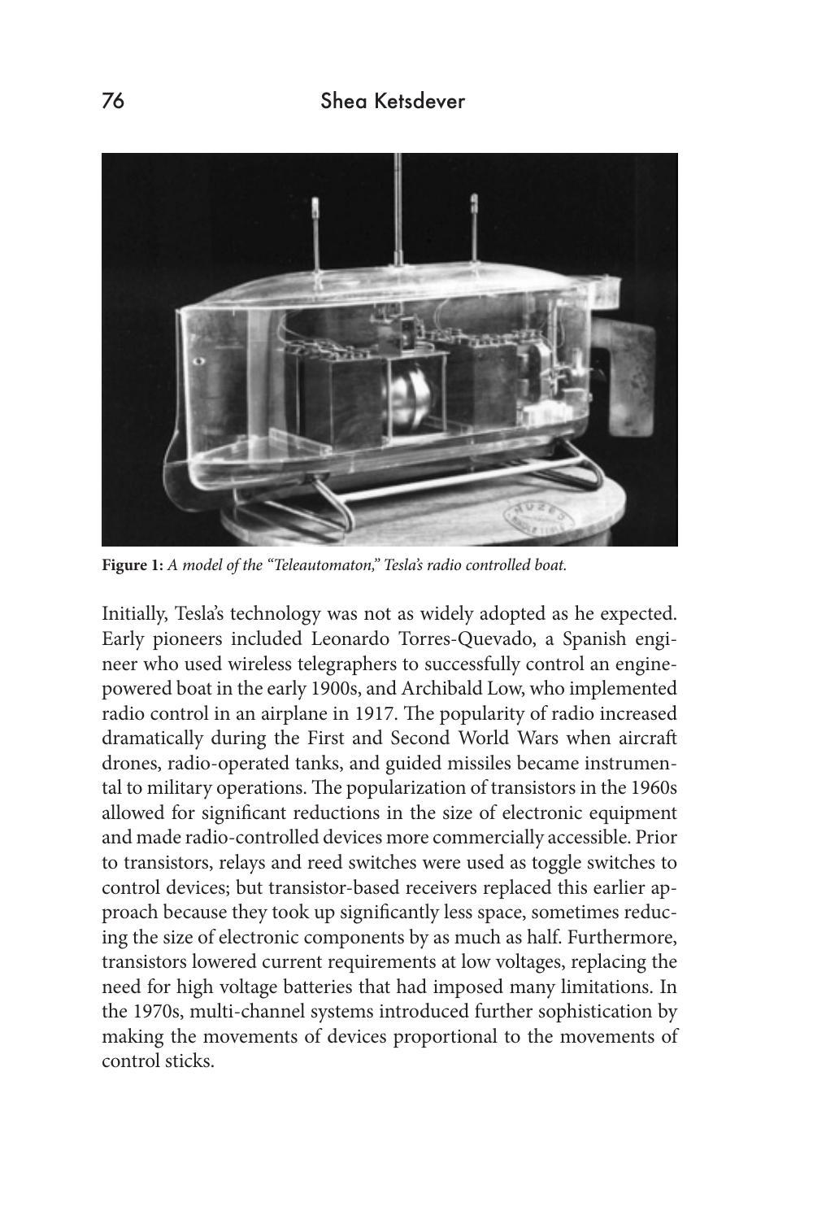**Figure 1:** *A model of the "Teleautomaton," Tesla's radio controlled boat.*

Initially, Tesla's technology was not as widely adopted as he expected. Early pioneers included Leonardo Torres-Quevado, a Spanish engineer who used wireless telegraphers to successfully control an engine-powered boat in the early 1900s, and Archibald Low, who implemented radio control in an airplane in 1917. The popularity of radio increased dramatically during the First and Second World Wars when aircraft drones, radio-operated tanks, and guided missiles became instrumental to military operations. The popularization of transistors in the 1960s allowed for significant reductions in the size of electronic equipment and made radio-controlled devices more commercially accessible. Prior to transistors, relays and reed switches were used as toggle switches to control devices; but transistor-based receivers replaced this earlier approach because they took up significantly less space, sometimes reducing the size of electronic components by as much as half. Furthermore, transistors lowered current requirements at low voltages, replacing the need for high voltage batteries that had imposed many limitations. In the 1970s, multi-channel systems introduced further sophistication by making the movements of devices proportional to the movements of control sticks.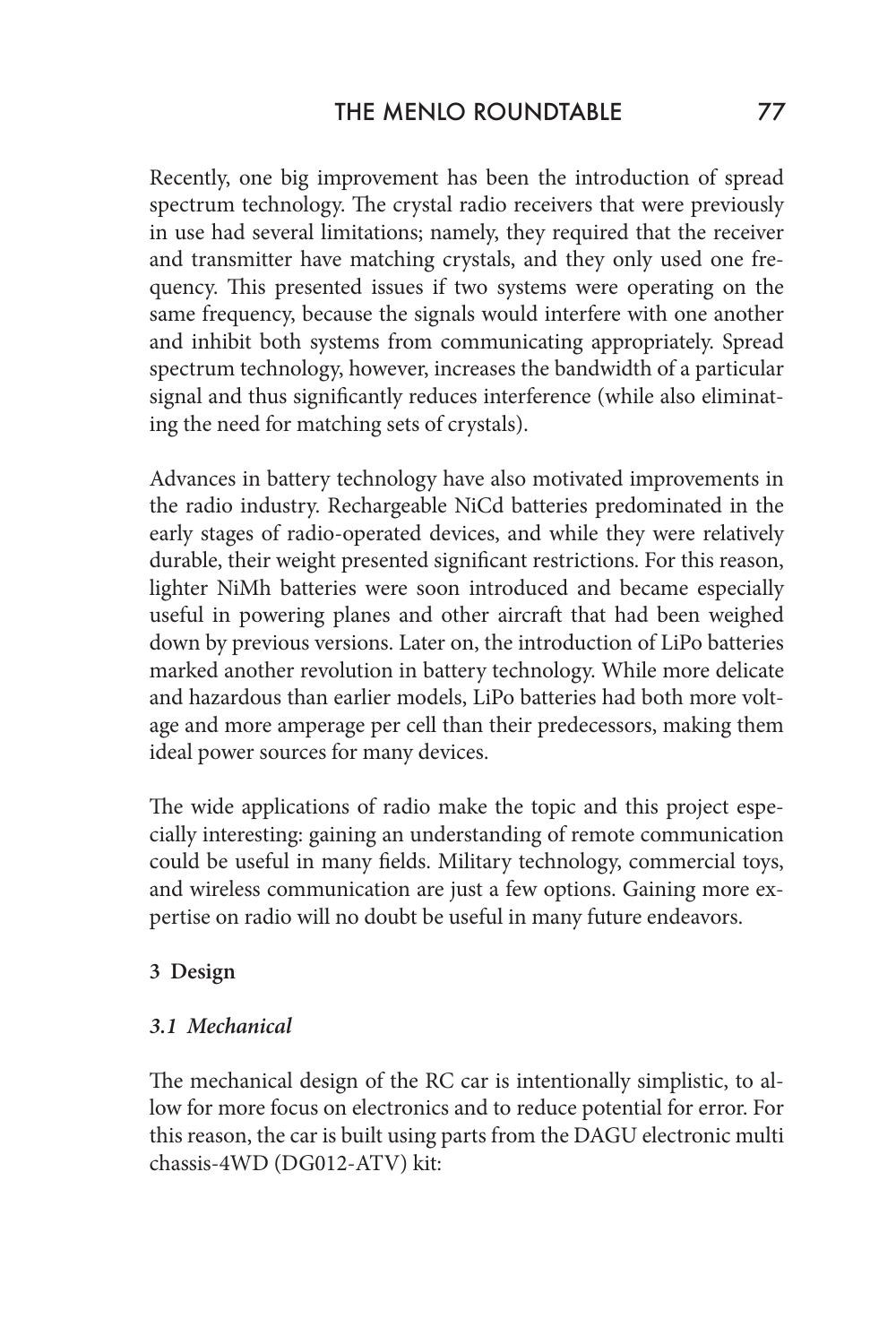Recently, one big improvement has been the introduction of spread spectrum technology. The crystal radio receivers that were previously in use had several limitations; namely, they required that the receiver and transmitter have matching crystals, and they only used one frequency. This presented issues if two systems were operating on the same frequency, because the signals would interfere with one another and inhibit both systems from communicating appropriately. Spread spectrum technology, however, increases the bandwidth of a particular signal and thus significantly reduces interference (while also eliminating the need for matching sets of crystals).

Advances in battery technology have also motivated improvements in the radio industry. Rechargeable NiCd batteries predominated in the early stages of radio-operated devices, and while they were relatively durable, their weight presented significant restrictions. For this reason, lighter NiMh batteries were soon introduced and became especially useful in powering planes and other aircraft that had been weighed down by previous versions. Later on, the introduction of LiPo batteries marked another revolution in battery technology. While more delicate and hazardous than earlier models, LiPo batteries had both more voltage and more amperage per cell than their predecessors, making them ideal power sources for many devices.

The wide applications of radio make the topic and this project especially interesting: gaining an understanding of remote communication could be useful in many fields. Military technology, commercial toys, and wireless communication are just a few options. Gaining more expertise on radio will no doubt be useful in many future endeavors.

## 3 Design

### *3.1 Mechanical*

The mechanical design of the RC car is intentionally simplistic, to allow for more focus on electronics and to reduce potential for error. For this reason, the car is built using parts from the DAGU electronic multi chassis-4WD (DG012-ATV) kit: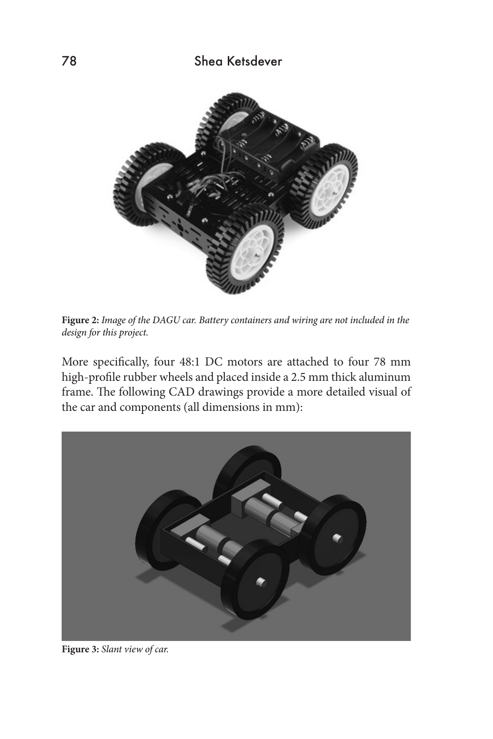**Figure 2:** *Image of the DAGU car. Battery containers and wiring are not included in the design for this project.*

More specifically, four 48:1 DC motors are attached to four 78 mm high-profile rubber wheels and placed inside a 2.5 mm thick aluminum frame. The following CAD drawings provide a more detailed visual of the car and components (all dimensions in mm):

**Figure 3:** *Slant view of car.*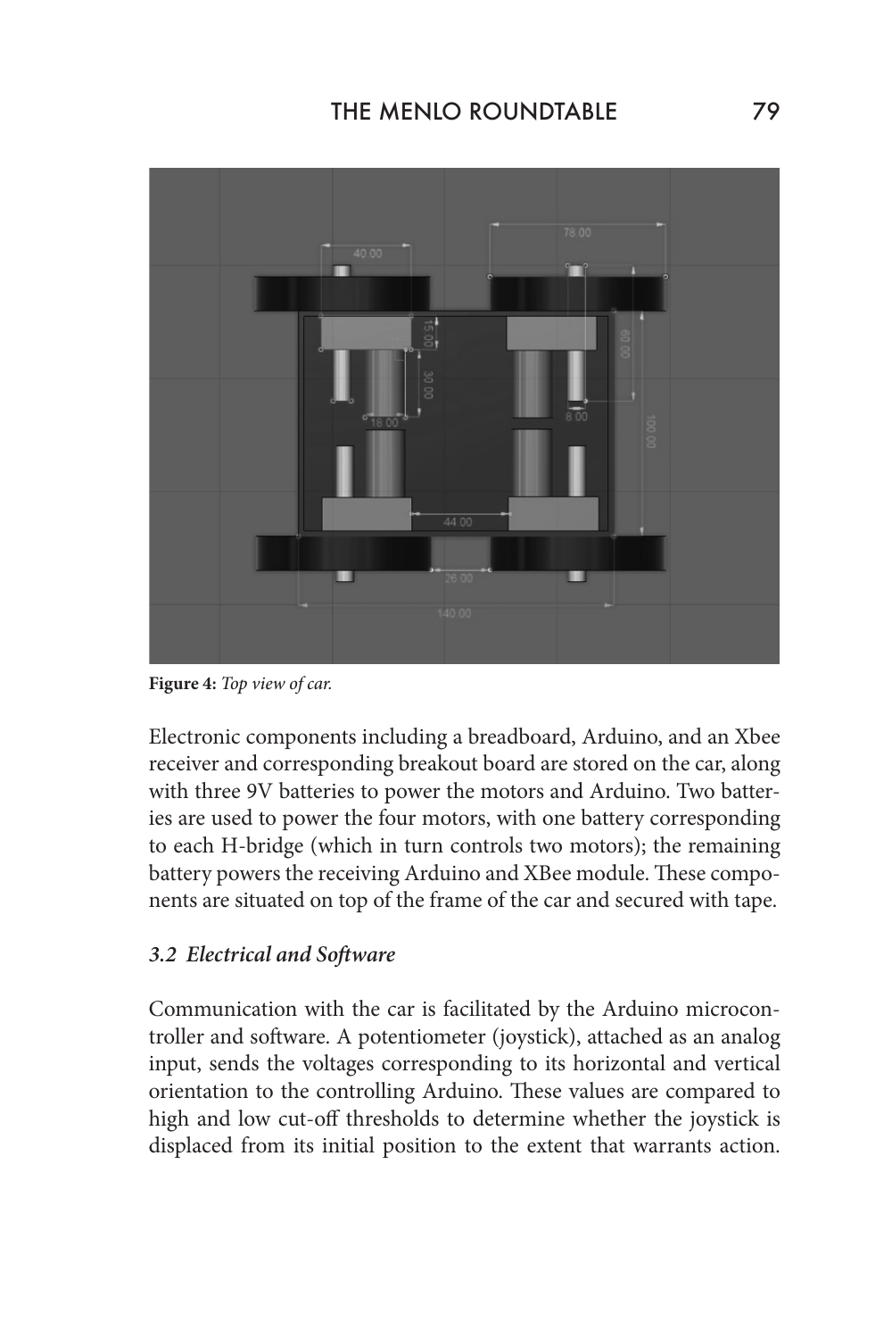**Figure 4:** *Top view of car.*

Electronic components including a breadboard, Arduino, and an Xbee receiver and corresponding breakout board are stored on the car, along with three 9V batteries to power the motors and Arduino. Two batteries are used to power the four motors, with one battery corresponding to each H-bridge (which in turn controls two motors); the remaining battery powers the receiving Arduino and XBee module. These components are situated on top of the frame of the car and secured with tape.

### *3.2 Electrical and Software*

Communication with the car is facilitated by the Arduino microcontroller and software. A potentiometer (joystick), attached as an analog input, sends the voltages corresponding to its horizontal and vertical orientation to the controlling Arduino. These values are compared to high and low cut-off thresholds to determine whether the joystick is displaced from its initial position to the extent that warrants action.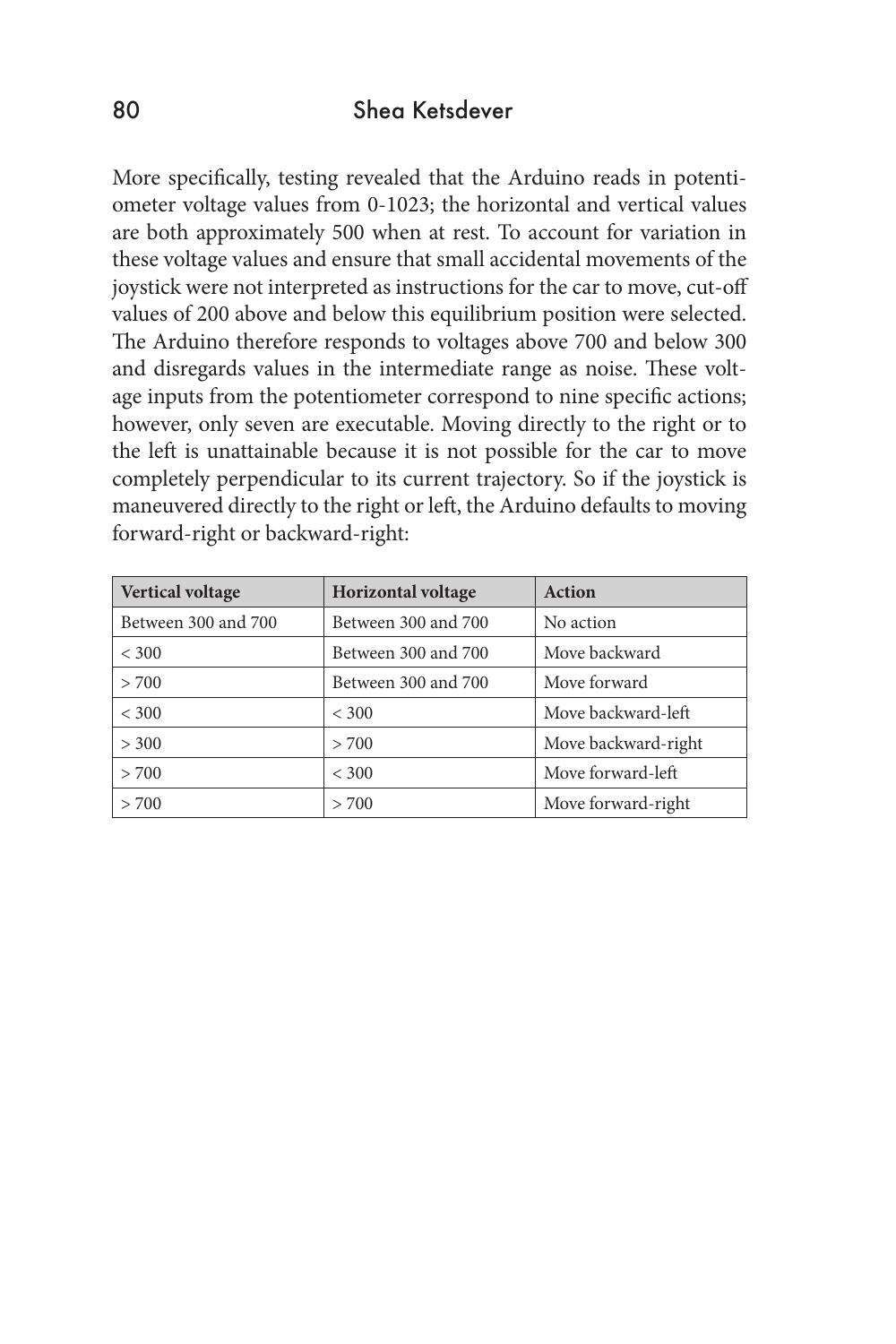More specifically, testing revealed that the Arduino reads in potentiometer voltage values from 0-1023; the horizontal and vertical values are both approximately 500 when at rest. To account for variation in these voltage values and ensure that small accidental movements of the joystick were not interpreted as instructions for the car to move, cut-off values of 200 above and below this equilibrium position were selected. The Arduino therefore responds to voltages above 700 and below 300 and disregards values in the intermediate range as noise. These voltage inputs from the potentiometer correspond to nine specific actions; however, only seven are executable. Moving directly to the right or to the left is unattainable because it is not possible for the car to move completely perpendicular to its current trajectory. So if the joystick is maneuvered directly to the right or left, the Arduino defaults to moving forward-right or backward-right:

| Vertical voltage | Horizontal voltage | Action |
| --- | --- | --- |
| Between 300 and 700 | Between 300 and 700 | No action |
| < 300 | Between 300 and 700 | Move backward |
| > 700 | Between 300 and 700 | Move forward |
| < 300 | < 300 | Move backward-left |
| > 300 | > 700 | Move backward-right |
| > 700 | < 300 | Move forward-left |
| > 700 | > 700 | Move forward-right |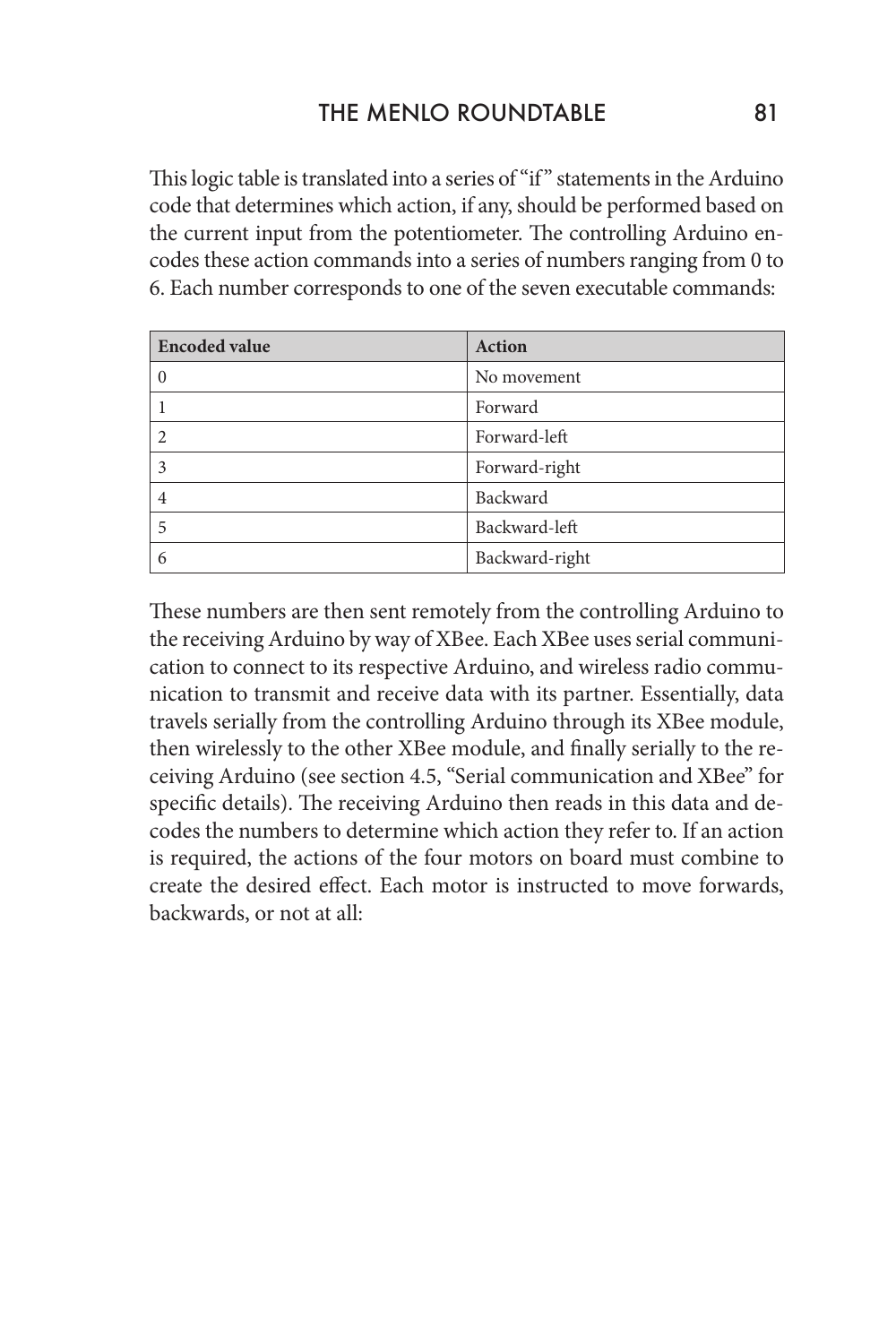This logic table is translated into a series of "if" statements in the Arduino code that determines which action, if any, should be performed based on the current input from the potentiometer. The controlling Arduino encodes these action commands into a series of numbers ranging from 0 to 6. Each number corresponds to one of the seven executable commands:

| Encoded value | Action |
|---|---|
| 0 | No movement |
| 1 | Forward |
| 2 | Forward-left |
| 3 | Forward-right |
| 4 | Backward |
| 5 | Backward-left |
| 6 | Backward-right |

These numbers are then sent remotely from the controlling Arduino to the receiving Arduino by way of XBee. Each XBee uses serial communication to connect to its respective Arduino, and wireless radio communication to transmit and receive data with its partner. Essentially, data travels serially from the controlling Arduino through its XBee module, then wirelessly to the other XBee module, and finally serially to the receiving Arduino (see section 4.5, "Serial communication and XBee" for specific details). The receiving Arduino then reads in this data and decodes the numbers to determine which action they refer to. If an action is required, the actions of the four motors on board must combine to create the desired effect. Each motor is instructed to move forwards, backwards, or not at all: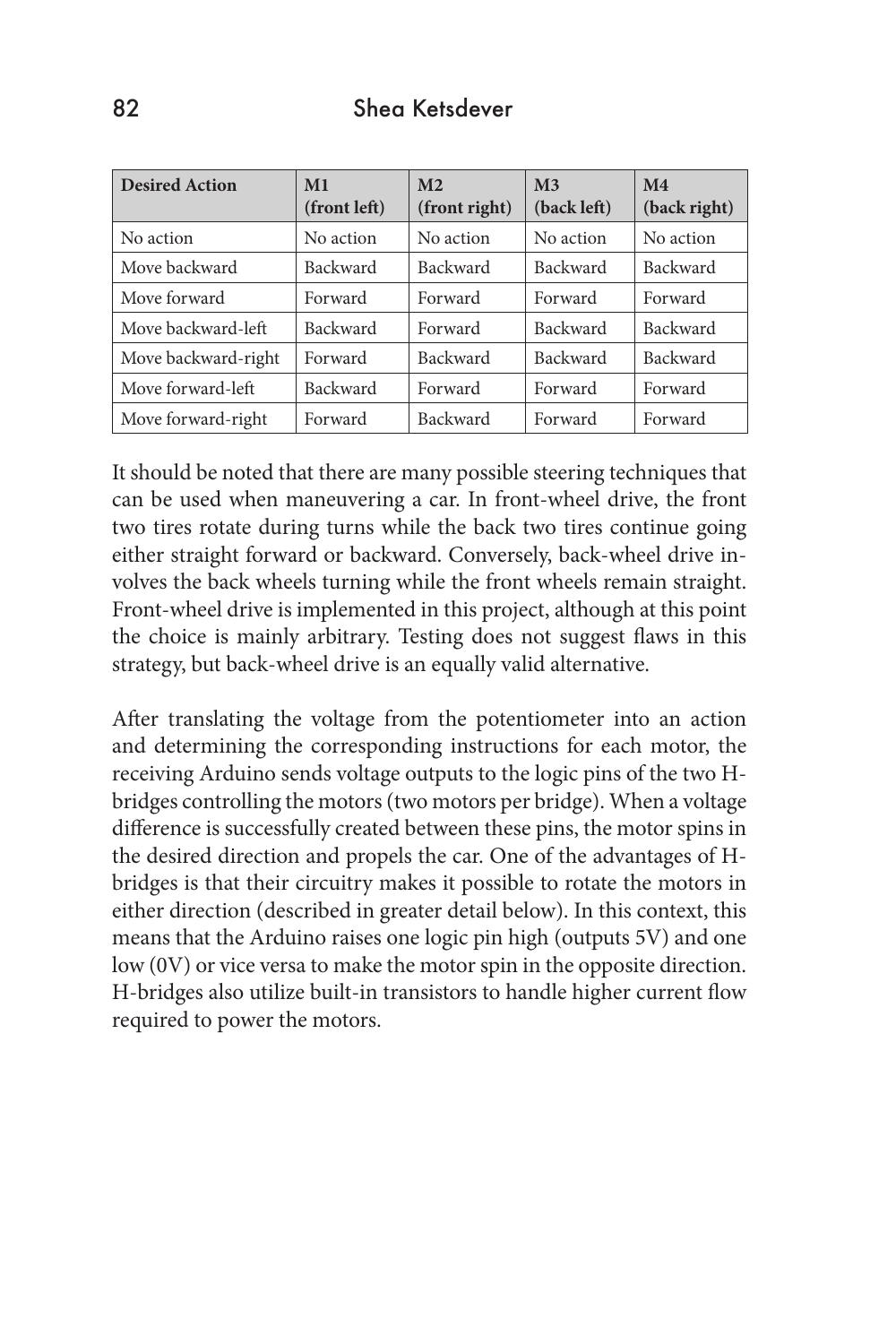| Desired Action | M1 (front left) | M2 (front right) | M3 (back left) | M4 (back right) |
|---|---|---|---|---|
| No action | No action | No action | No action | No action |
| Move backward | Backward | Backward | Backward | Backward |
| Move forward | Forward | Forward | Forward | Forward |
| Move backward-left | Backward | Forward | Backward | Backward |
| Move backward-right | Forward | Backward | Backward | Backward |
| Move forward-left | Backward | Forward | Forward | Forward |
| Move forward-right | Forward | Backward | Forward | Forward |

It should be noted that there are many possible steering techniques that can be used when maneuvering a car. In front-wheel drive, the front two tires rotate during turns while the back two tires continue going either straight forward or backward. Conversely, back-wheel drive involves the back wheels turning while the front wheels remain straight. Front-wheel drive is implemented in this project, although at this point the choice is mainly arbitrary. Testing does not suggest flaws in this strategy, but back-wheel drive is an equally valid alternative.

After translating the voltage from the potentiometer into an action and determining the corresponding instructions for each motor, the receiving Arduino sends voltage outputs to the logic pins of the two H-bridges controlling the motors (two motors per bridge). When a voltage difference is successfully created between these pins, the motor spins in the desired direction and propels the car. One of the advantages of H-bridges is that their circuitry makes it possible to rotate the motors in either direction (described in greater detail below). In this context, this means that the Arduino raises one logic pin high (outputs 5V) and one low (0V) or vice versa to make the motor spin in the opposite direction. H-bridges also utilize built-in transistors to handle higher current flow required to power the motors.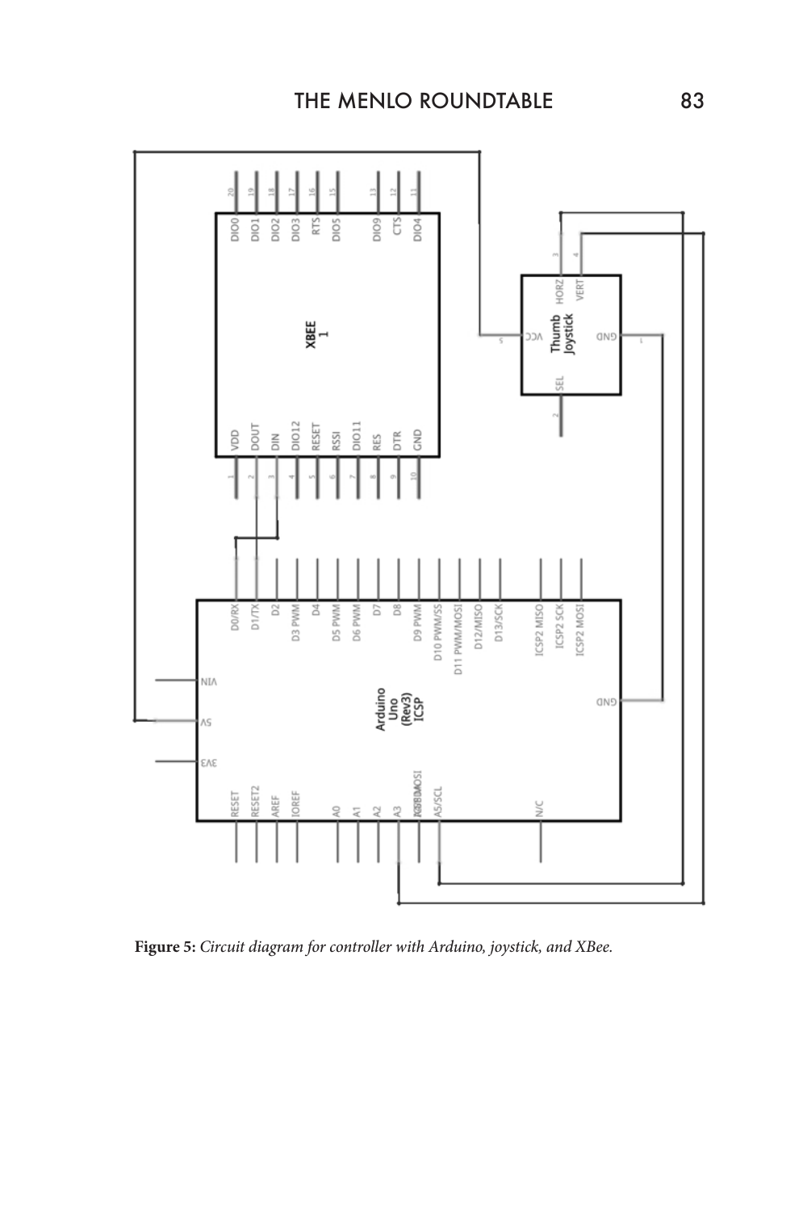**Figure 5:** *Circuit diagram for controller with Arduino, joystick, and XBee.*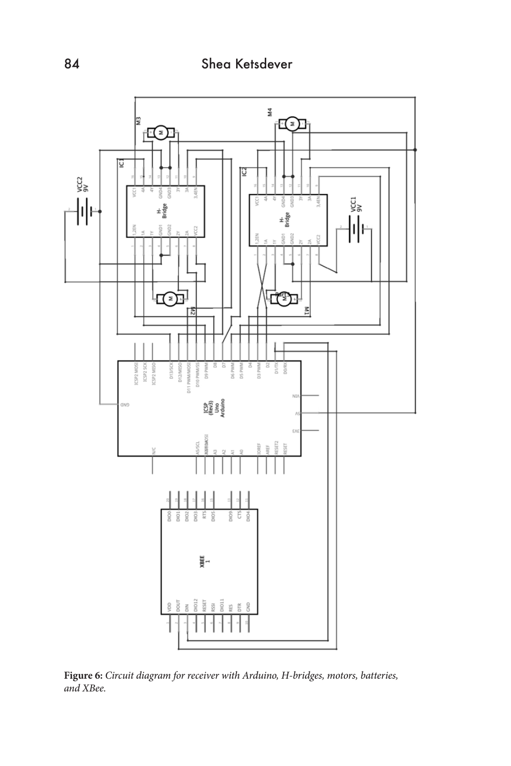**Figure 6:** *Circuit diagram for receiver with Arduino, H-bridges, motors, batteries, and XBee.*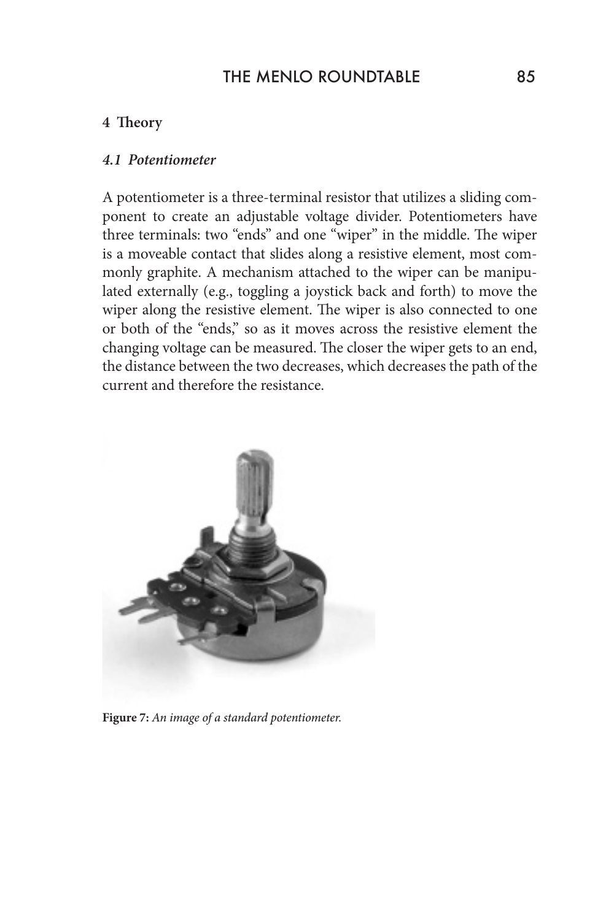## 4 Theory

### *4.1 Potentiometer*

A potentiometer is a three-terminal resistor that utilizes a sliding component to create an adjustable voltage divider. Potentiometers have three terminals: two "ends" and one "wiper" in the middle. The wiper is a moveable contact that slides along a resistive element, most commonly graphite. A mechanism attached to the wiper can be manipulated externally (e.g., toggling a joystick back and forth) to move the wiper along the resistive element. The wiper is also connected to one or both of the "ends," so as it moves across the resistive element the changing voltage can be measured. The closer the wiper gets to an end, the distance between the two decreases, which decreases the path of the current and therefore the resistance.

**Figure 7:** *An image of a standard potentiometer.*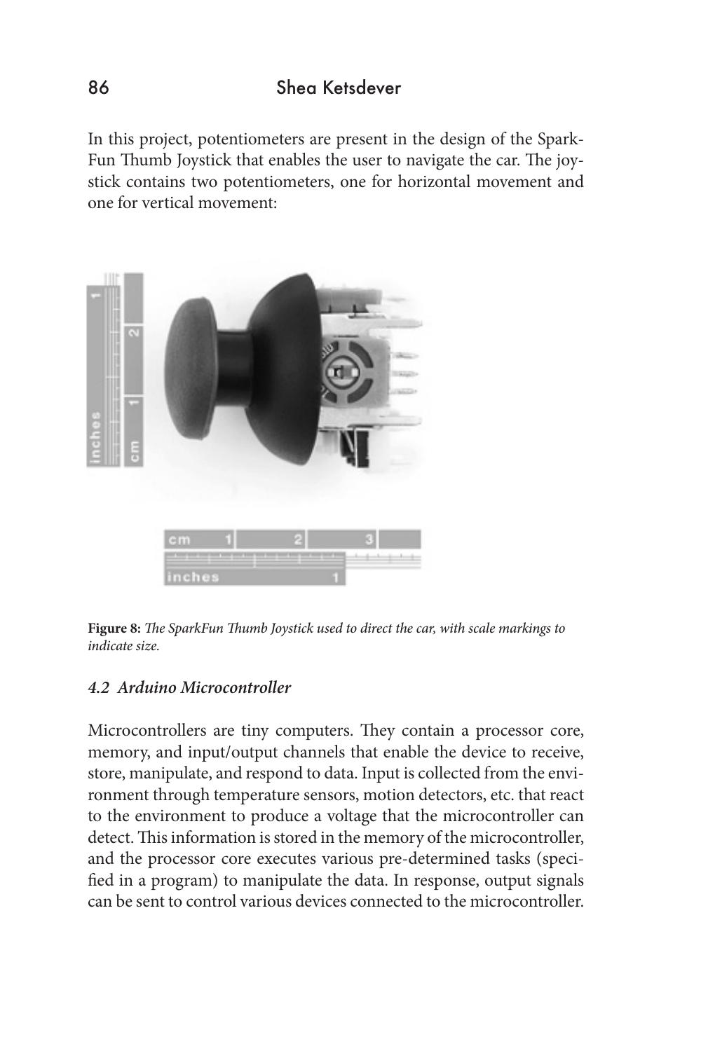In this project, potentiometers are present in the design of the SparkFun Thumb Joystick that enables the user to navigate the car. The joystick contains two potentiometers, one for horizontal movement and one for vertical movement:

**Figure 8:** *The SparkFun Thumb Joystick used to direct the car, with scale markings to indicate size.*

### *4.2 Arduino Microcontroller*

Microcontrollers are tiny computers. They contain a processor core, memory, and input/output channels that enable the device to receive, store, manipulate, and respond to data. Input is collected from the environment through temperature sensors, motion detectors, etc. that react to the environment to produce a voltage that the microcontroller can detect. This information is stored in the memory of the microcontroller, and the processor core executes various pre-determined tasks (specified in a program) to manipulate the data. In response, output signals can be sent to control various devices connected to the microcontroller.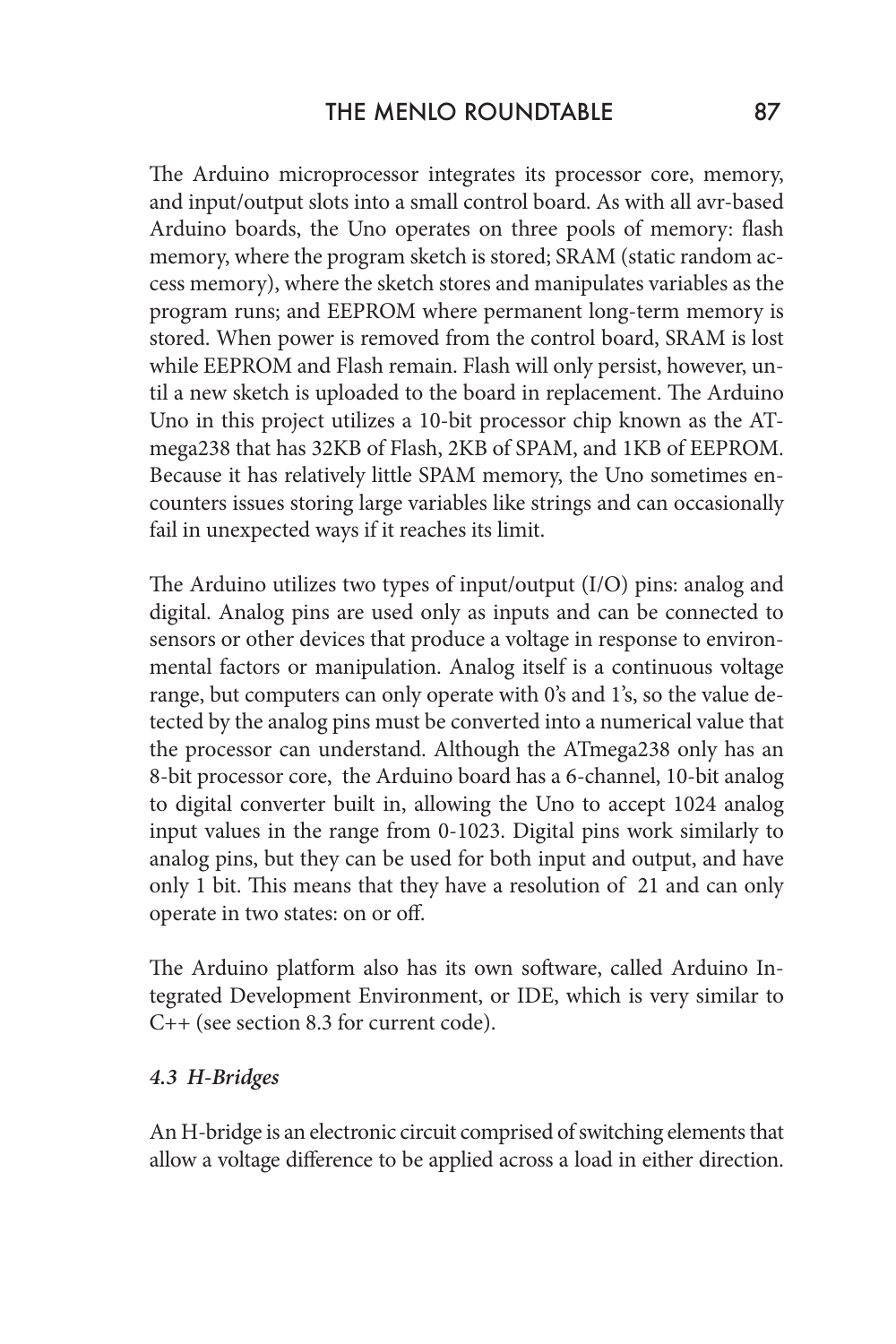The Arduino microprocessor integrates its processor core, memory, and input/output slots into a small control board. As with all avr-based Arduino boards, the Uno operates on three pools of memory: flash memory, where the program sketch is stored; SRAM (static random access memory), where the sketch stores and manipulates variables as the program runs; and EEPROM where permanent long-term memory is stored. When power is removed from the control board, SRAM is lost while EEPROM and Flash remain. Flash will only persist, however, until a new sketch is uploaded to the board in replacement. The Arduino Uno in this project utilizes a 10-bit processor chip known as the ATmega238 that has 32KB of Flash, 2KB of SPAM, and 1KB of EEPROM. Because it has relatively little SPAM memory, the Uno sometimes encounters issues storing large variables like strings and can occasionally fail in unexpected ways if it reaches its limit.

The Arduino utilizes two types of input/output (I/O) pins: analog and digital. Analog pins are used only as inputs and can be connected to sensors or other devices that produce a voltage in response to environmental factors or manipulation. Analog itself is a continuous voltage range, but computers can only operate with 0's and 1's, so the value detected by the analog pins must be converted into a numerical value that the processor can understand. Although the ATmega238 only has an 8-bit processor core, the Arduino board has a 6-channel, 10-bit analog to digital converter built in, allowing the Uno to accept 1024 analog input values in the range from 0-1023. Digital pins work similarly to analog pins, but they can be used for both input and output, and have only 1 bit. This means that they have a resolution of 21 and can only operate in two states: on or off.

The Arduino platform also has its own software, called Arduino Integrated Development Environment, or IDE, which is very similar to C++ (see section 8.3 for current code).

### *4.3 H-Bridges*

An H-bridge is an electronic circuit comprised of switching elements that allow a voltage difference to be applied across a load in either direction.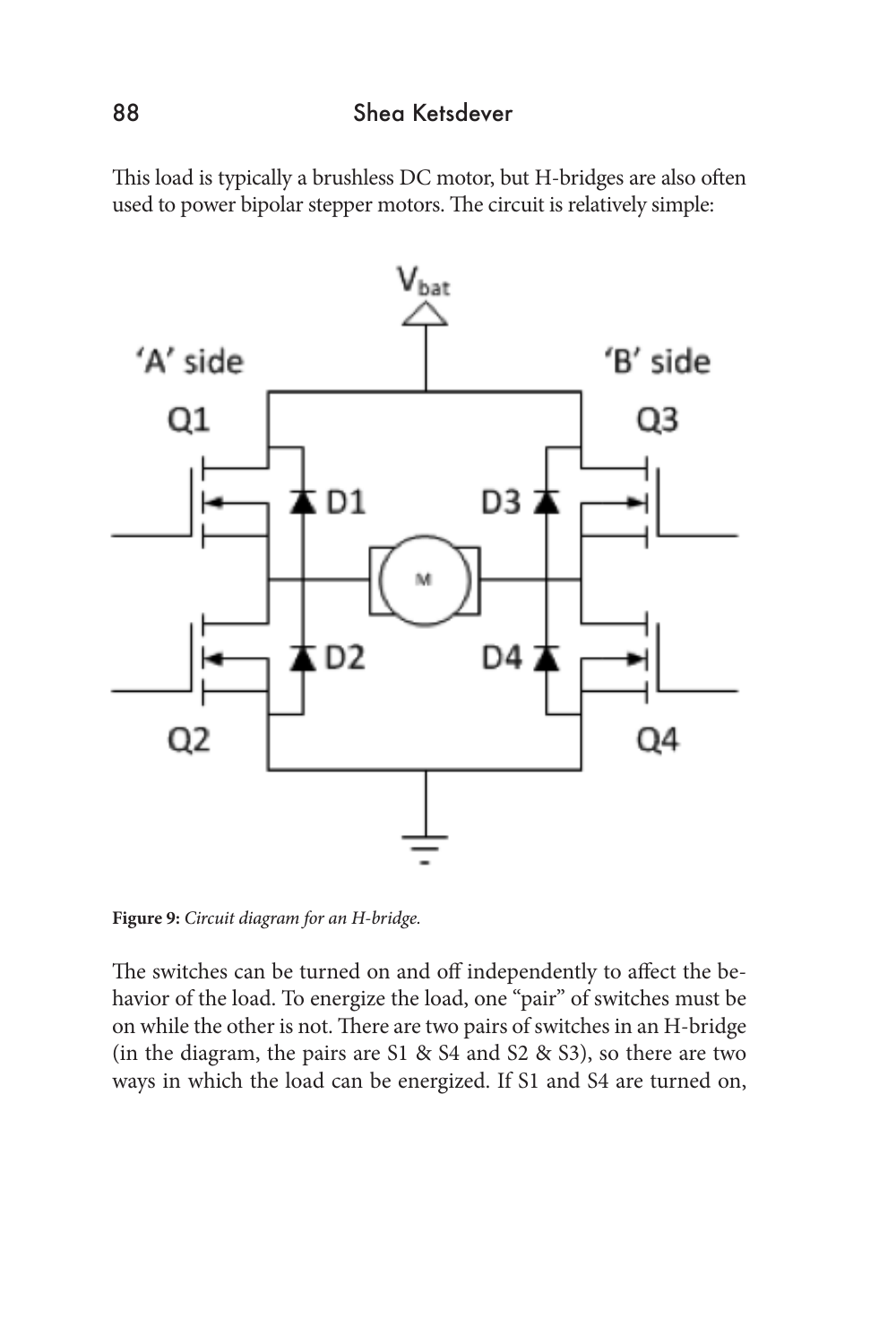This load is typically a brushless DC motor, but H-bridges are also often used to power bipolar stepper motors. The circuit is relatively simple:

**Figure 9:** *Circuit diagram for an H-bridge.*

The switches can be turned on and off independently to affect the behavior of the load. To energize the load, one "pair" of switches must be on while the other is not. There are two pairs of switches in an H-bridge (in the diagram, the pairs are S1 & S4 and S2 & S3), so there are two ways in which the load can be energized. If S1 and S4 are turned on,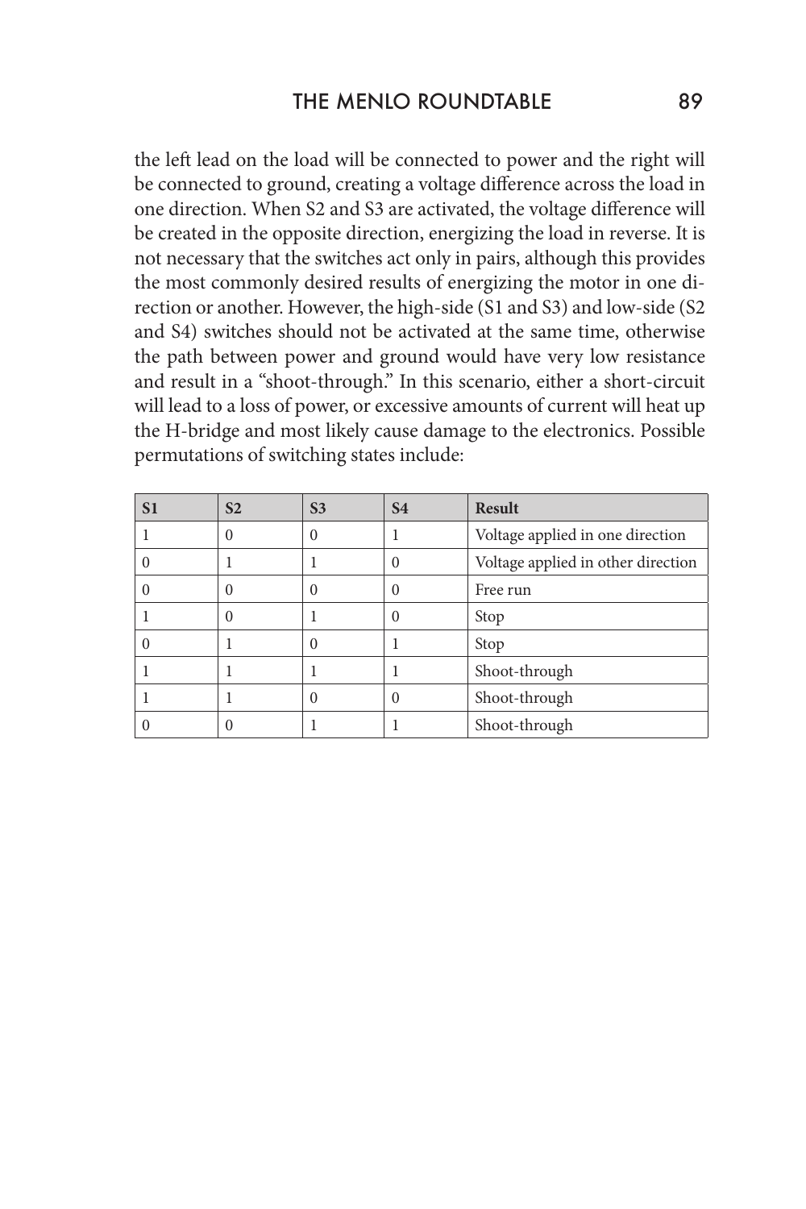the left lead on the load will be connected to power and the right will be connected to ground, creating a voltage difference across the load in one direction. When S2 and S3 are activated, the voltage difference will be created in the opposite direction, energizing the load in reverse. It is not necessary that the switches act only in pairs, although this provides the most commonly desired results of energizing the motor in one direction or another. However, the high-side (S1 and S3) and low-side (S2 and S4) switches should not be activated at the same time, otherwise the path between power and ground would have very low resistance and result in a "shoot-through." In this scenario, either a short-circuit will lead to a loss of power, or excessive amounts of current will heat up the H-bridge and most likely cause damage to the electronics. Possible permutations of switching states include:

| S1 | S2 | S3 | S4 | Result |
|---|---|---|---|---|
| 1 | 0 | 0 | 1 | Voltage applied in one direction |
| 0 | 1 | 1 | 0 | Voltage applied in other direction |
| 0 | 0 | 0 | 0 | Free run |
| 1 | 0 | 1 | 0 | Stop |
| 0 | 1 | 0 | 1 | Stop |
| 1 | 1 | 1 | 1 | Shoot-through |
| 1 | 1 | 0 | 0 | Shoot-through |
| 0 | 0 | 1 | 1 | Shoot-through |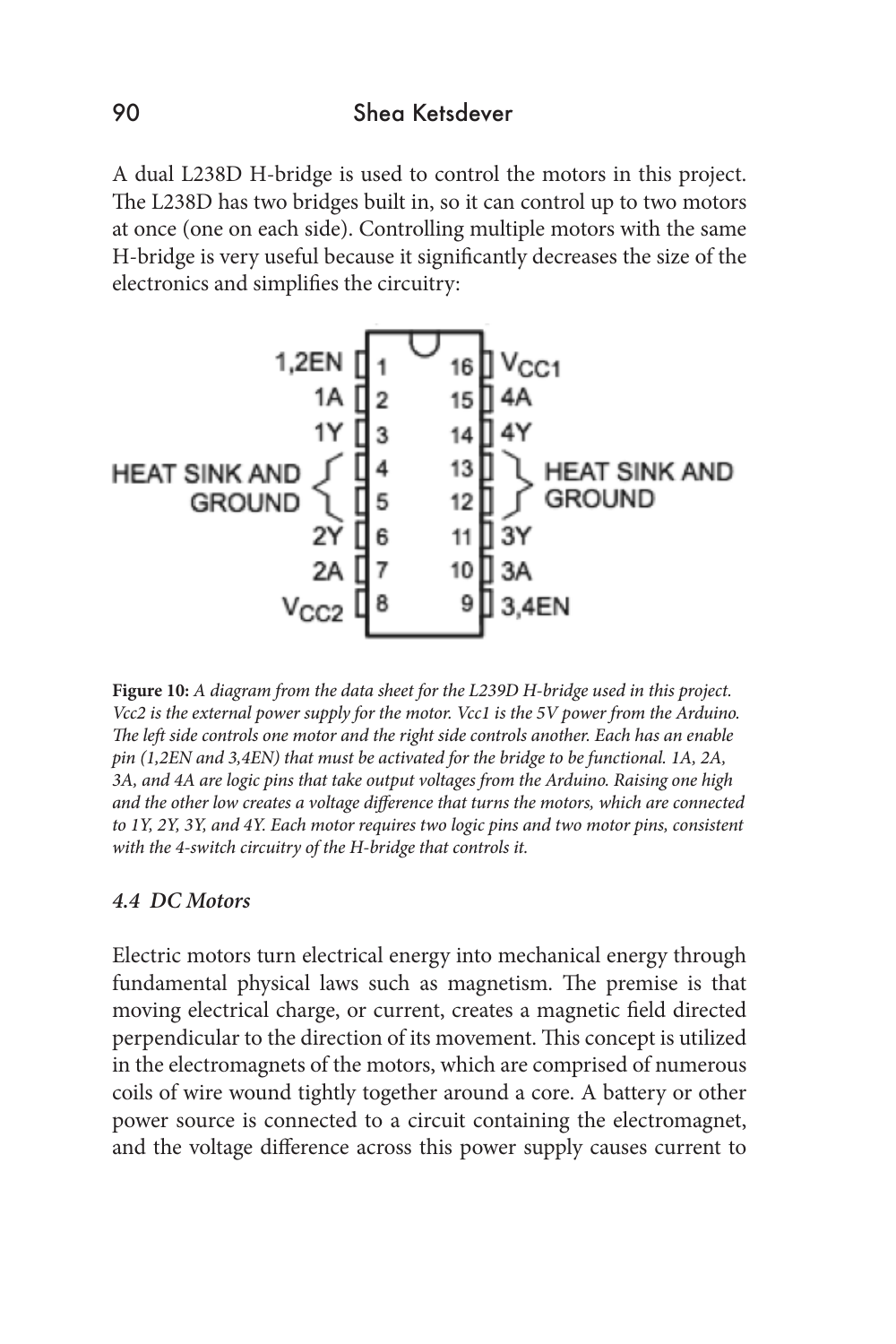A dual L238D H-bridge is used to control the motors in this project. The L238D has two bridges built in, so it can control up to two motors at once (one on each side). Controlling multiple motors with the same H-bridge is very useful because it significantly decreases the size of the electronics and simplifies the circuitry:

| Label | Pin | | Pin | Label |
|---|---|---|---|---|
| 1,2EN | 1 | | 16 | $V_{CC1}$ |
| 1A | 2 | | 15 | 4A |
| 1Y | 3 | | 14 | 4Y |
| HEAT SINK AND GROUND | 4 | | 13 | HEAT SINK AND GROUND |
| HEAT SINK AND GROUND | 5 | | 12 | HEAT SINK AND GROUND |
| 2Y | 6 | | 11 | 3Y |
| 2A | 7 | | 10 | 3A |
| $V_{CC2}$ | 8 | | 9 | 3,4EN |

**Figure 10:** *A diagram from the data sheet for the L239D H-bridge used in this project. Vcc2 is the external power supply for the motor. Vcc1 is the 5V power from the Arduino. The left side controls one motor and the right side controls another. Each has an enable pin (1,2EN and 3,4EN) that must be activated for the bridge to be functional. 1A, 2A, 3A, and 4A are logic pins that take output voltages from the Arduino. Raising one high and the other low creates a voltage difference that turns the motors, which are connected to 1Y, 2Y, 3Y, and 4Y. Each motor requires two logic pins and two motor pins, consistent with the 4-switch circuitry of the H-bridge that controls it.*

### *4.4 DC Motors*

Electric motors turn electrical energy into mechanical energy through fundamental physical laws such as magnetism. The premise is that moving electrical charge, or current, creates a magnetic field directed perpendicular to the direction of its movement. This concept is utilized in the electromagnets of the motors, which are comprised of numerous coils of wire wound tightly together around a core. A battery or other power source is connected to a circuit containing the electromagnet, and the voltage difference across this power supply causes current to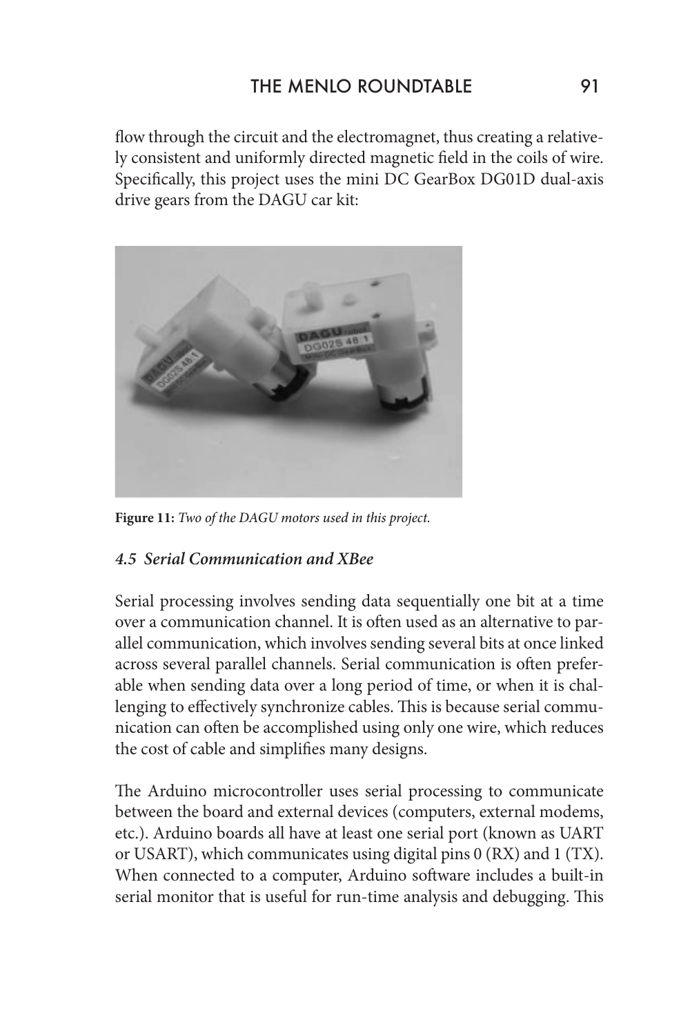flow through the circuit and the electromagnet, thus creating a relatively consistent and uniformly directed magnetic field in the coils of wire. Specifically, this project uses the mini DC GearBox DG01D dual-axis drive gears from the DAGU car kit:

**Figure 11:** *Two of the DAGU motors used in this project.*

### *4.5 Serial Communication and XBee*

Serial processing involves sending data sequentially one bit at a time over a communication channel. It is often used as an alternative to parallel communication, which involves sending several bits at once linked across several parallel channels. Serial communication is often preferable when sending data over a long period of time, or when it is challenging to effectively synchronize cables. This is because serial communication can often be accomplished using only one wire, which reduces the cost of cable and simplifies many designs.

The Arduino microcontroller uses serial processing to communicate between the board and external devices (computers, external modems, etc.). Arduino boards all have at least one serial port (known as UART or USART), which communicates using digital pins 0 (RX) and 1 (TX). When connected to a computer, Arduino software includes a built-in serial monitor that is useful for run-time analysis and debugging. This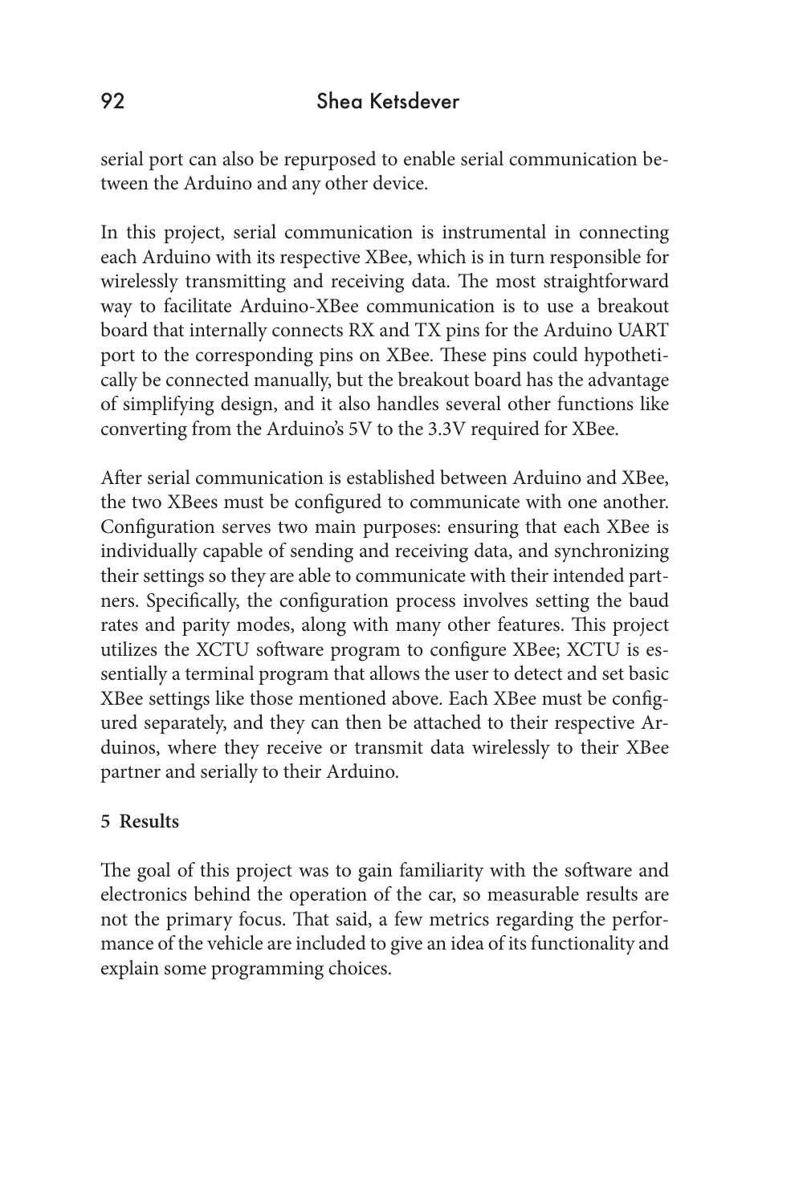serial port can also be repurposed to enable serial communication between the Arduino and any other device.

In this project, serial communication is instrumental in connecting each Arduino with its respective XBee, which is in turn responsible for wirelessly transmitting and receiving data. The most straightforward way to facilitate Arduino-XBee communication is to use a breakout board that internally connects RX and TX pins for the Arduino UART port to the corresponding pins on XBee. These pins could hypothetically be connected manually, but the breakout board has the advantage of simplifying design, and it also handles several other functions like converting from the Arduino's 5V to the 3.3V required for XBee.

After serial communication is established between Arduino and XBee, the two XBees must be configured to communicate with one another. Configuration serves two main purposes: ensuring that each XBee is individually capable of sending and receiving data, and synchronizing their settings so they are able to communicate with their intended partners. Specifically, the configuration process involves setting the baud rates and parity modes, along with many other features. This project utilizes the XCTU software program to configure XBee; XCTU is essentially a terminal program that allows the user to detect and set basic XBee settings like those mentioned above. Each XBee must be configured separately, and they can then be attached to their respective Arduinos, where they receive or transmit data wirelessly to their XBee partner and serially to their Arduino.

## 5 Results

The goal of this project was to gain familiarity with the software and electronics behind the operation of the car, so measurable results are not the primary focus. That said, a few metrics regarding the performance of the vehicle are included to give an idea of its functionality and explain some programming choices.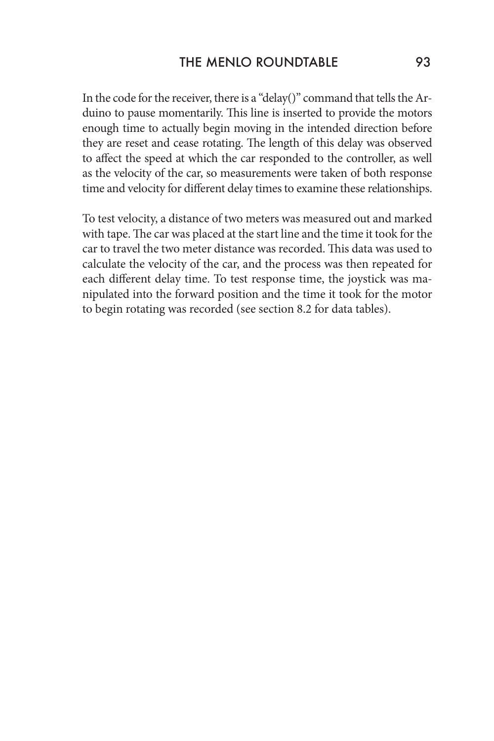In the code for the receiver, there is a "delay()" command that tells the Arduino to pause momentarily. This line is inserted to provide the motors enough time to actually begin moving in the intended direction before they are reset and cease rotating. The length of this delay was observed to affect the speed at which the car responded to the controller, as well as the velocity of the car, so measurements were taken of both response time and velocity for different delay times to examine these relationships.

To test velocity, a distance of two meters was measured out and marked with tape. The car was placed at the start line and the time it took for the car to travel the two meter distance was recorded. This data was used to calculate the velocity of the car, and the process was then repeated for each different delay time. To test response time, the joystick was manipulated into the forward position and the time it took for the motor to begin rotating was recorded (see section 8.2 for data tables).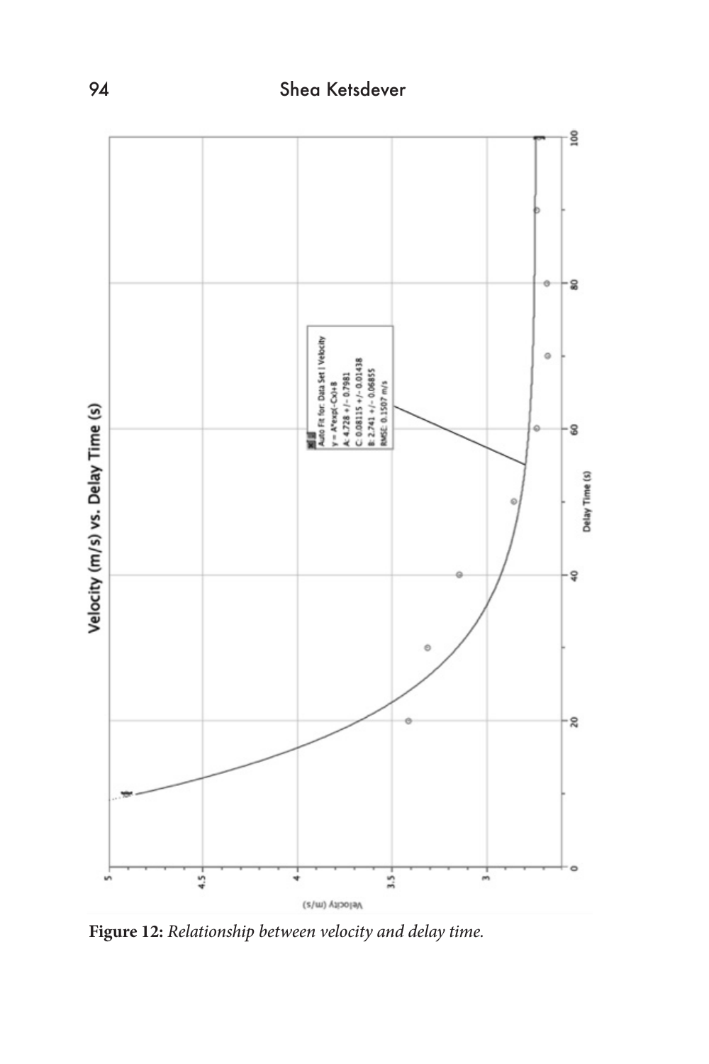**Figure 12:** *Relationship between velocity and delay time.*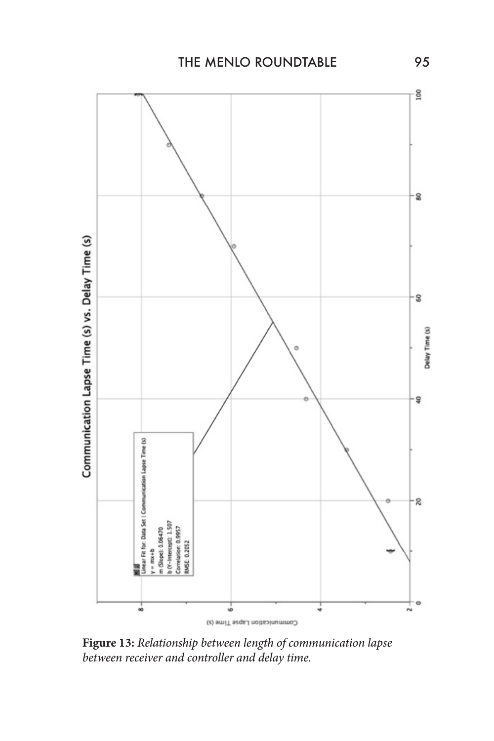**Figure 13:** *Relationship between length of communication lapse between receiver and controller and delay time.*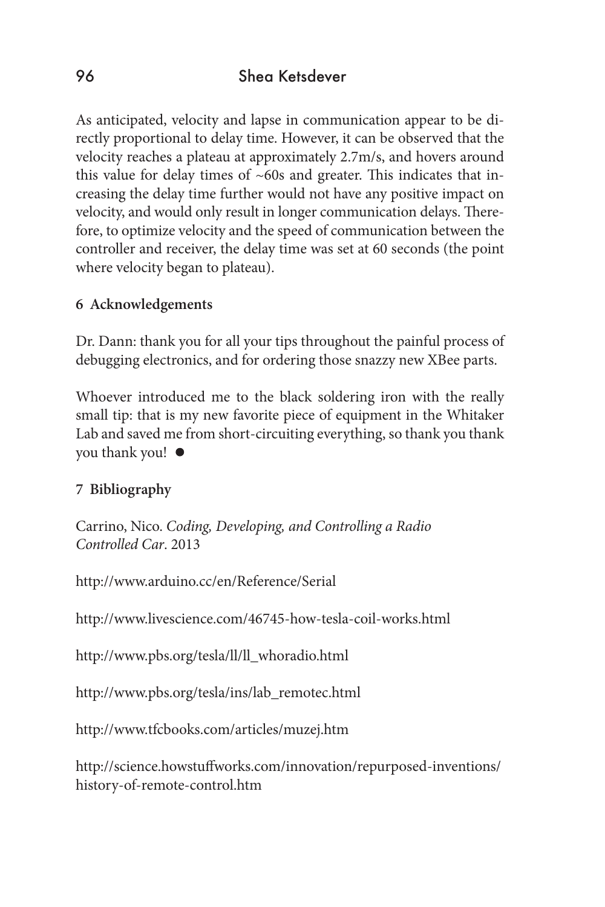As anticipated, velocity and lapse in communication appear to be directly proportional to delay time. However, it can be observed that the velocity reaches a plateau at approximately 2.7m/s, and hovers around this value for delay times of ~60s and greater. This indicates that increasing the delay time further would not have any positive impact on velocity, and would only result in longer communication delays. Therefore, to optimize velocity and the speed of communication between the controller and receiver, the delay time was set at 60 seconds (the point where velocity began to plateau).

## 6 Acknowledgements

Dr. Dann: thank you for all your tips throughout the painful process of debugging electronics, and for ordering those snazzy new XBee parts.

Whoever introduced me to the black soldering iron with the really small tip: that is my new favorite piece of equipment in the Whitaker Lab and saved me from short-circuiting everything, so thank you thank you thank you! ●

## 7 Bibliography

Carrino, Nico. *Coding, Developing, and Controlling a Radio Controlled Car*. 2013

http://www.arduino.cc/en/Reference/Serial

http://www.livescience.com/46745-how-tesla-coil-works.html

http://www.pbs.org/tesla/ll/ll_whoradio.html

http://www.pbs.org/tesla/ins/lab_remotec.html

http://www.tfcbooks.com/articles/muzej.htm

http://science.howstuffworks.com/innovation/repurposed-inventions/history-of-remote-control.htm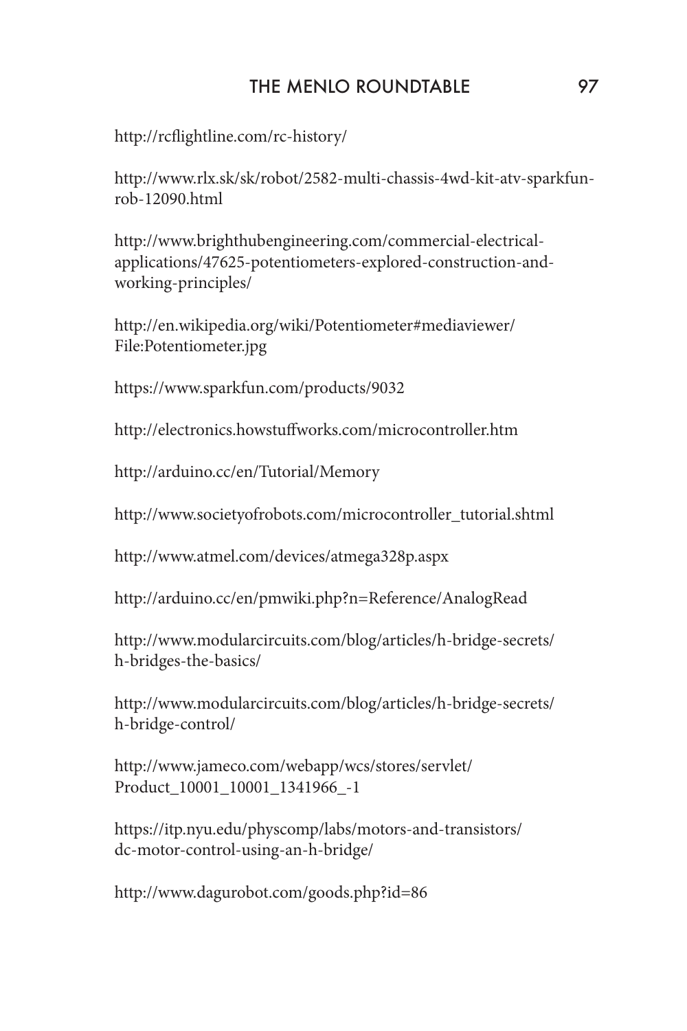http://rcflightline.com/rc-history/

http://www.rlx.sk/sk/robot/2582-multi-chassis-4wd-kit-atv-sparkfun-rob-12090.html

http://www.brighthubengineering.com/commercial-electrical-applications/47625-potentiometers-explored-construction-and-working-principles/

http://en.wikipedia.org/wiki/Potentiometer#mediaviewer/File:Potentiometer.jpg

https://www.sparkfun.com/products/9032

http://electronics.howstuffworks.com/microcontroller.htm

http://arduino.cc/en/Tutorial/Memory

http://www.societyofrobots.com/microcontroller_tutorial.shtml

http://www.atmel.com/devices/atmega328p.aspx

http://arduino.cc/en/pmwiki.php?n=Reference/AnalogRead

http://www.modularcircuits.com/blog/articles/h-bridge-secrets/h-bridges-the-basics/

http://www.modularcircuits.com/blog/articles/h-bridge-secrets/h-bridge-control/

http://www.jameco.com/webapp/wcs/stores/servlet/Product_10001_10001_1341966_-1

https://itp.nyu.edu/physcomp/labs/motors-and-transistors/dc-motor-control-using-an-h-bridge/

http://www.dagurobot.com/goods.php?id=86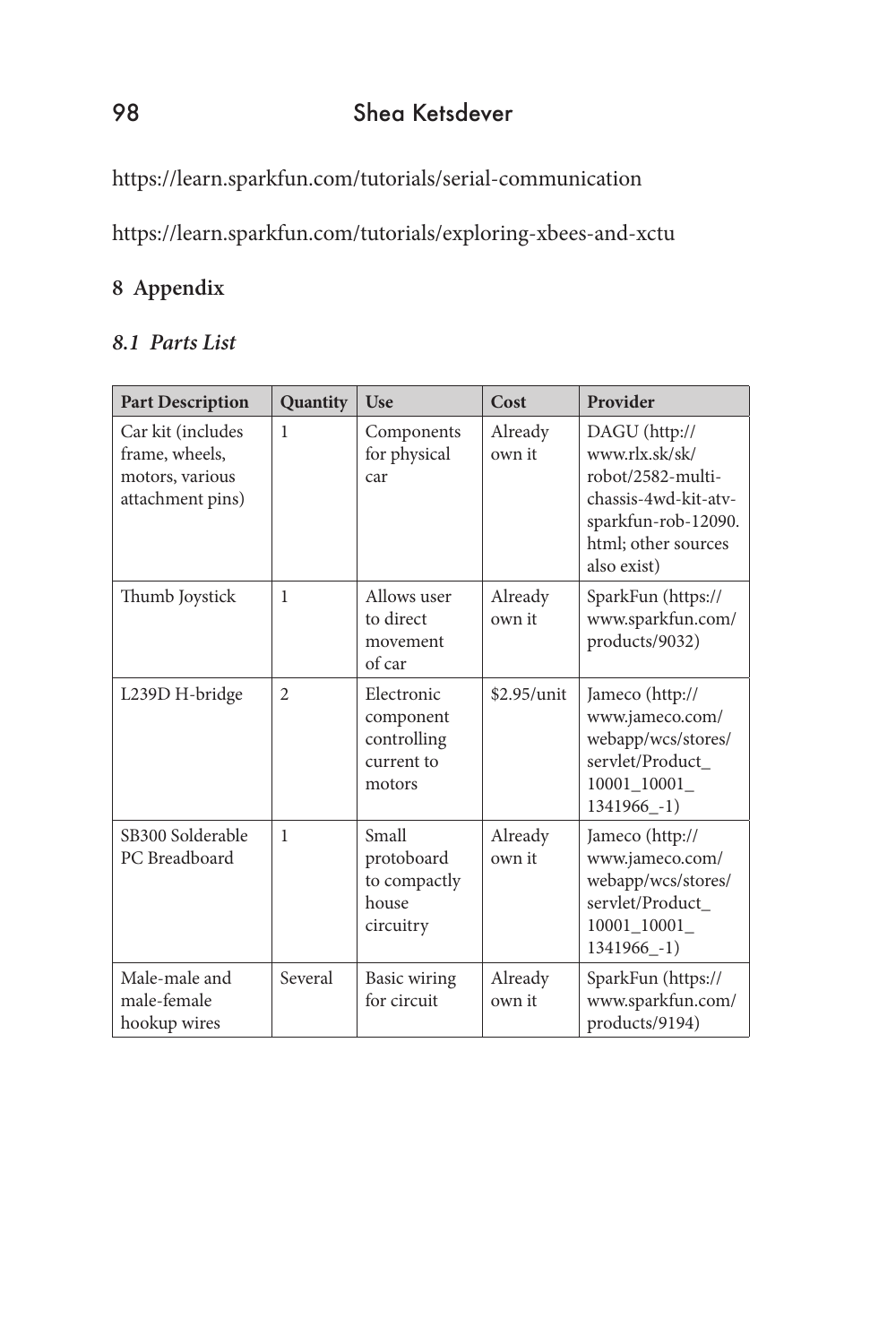https://learn.sparkfun.com/tutorials/serial-communication

https://learn.sparkfun.com/tutorials/exploring-xbees-and-xctu

## 8 Appendix

### *8.1 Parts List*

| Part Description | Quantity | Use | Cost | Provider |
|---|---|---|---|---|
| Car kit (includes frame, wheels, motors, various attachment pins) | 1 | Components for physical car | Already own it | DAGU (http://www.rlx.sk/sk/robot/2582-multi-chassis-4wd-kit-atv-sparkfun-rob-12090.html; other sources also exist) |
| Thumb Joystick | 1 | Allows user to direct movement of car | Already own it | SparkFun (https://www.sparkfun.com/products/9032) |
| L239D H-bridge | 2 | Electronic component controlling current to motors | $2.95/unit | Jameco (http://www.jameco.com/webapp/wcs/stores/servlet/Product_10001_10001_1341966_-1) |
| SB300 Solderable PC Breadboard | 1 | Small protoboard to compactly house circuitry | Already own it | Jameco (http://www.jameco.com/webapp/wcs/stores/servlet/Product_10001_10001_1341966_-1) |
| Male-male and male-female hookup wires | Several | Basic wiring for circuit | Already own it | SparkFun (https://www.sparkfun.com/products/9194) |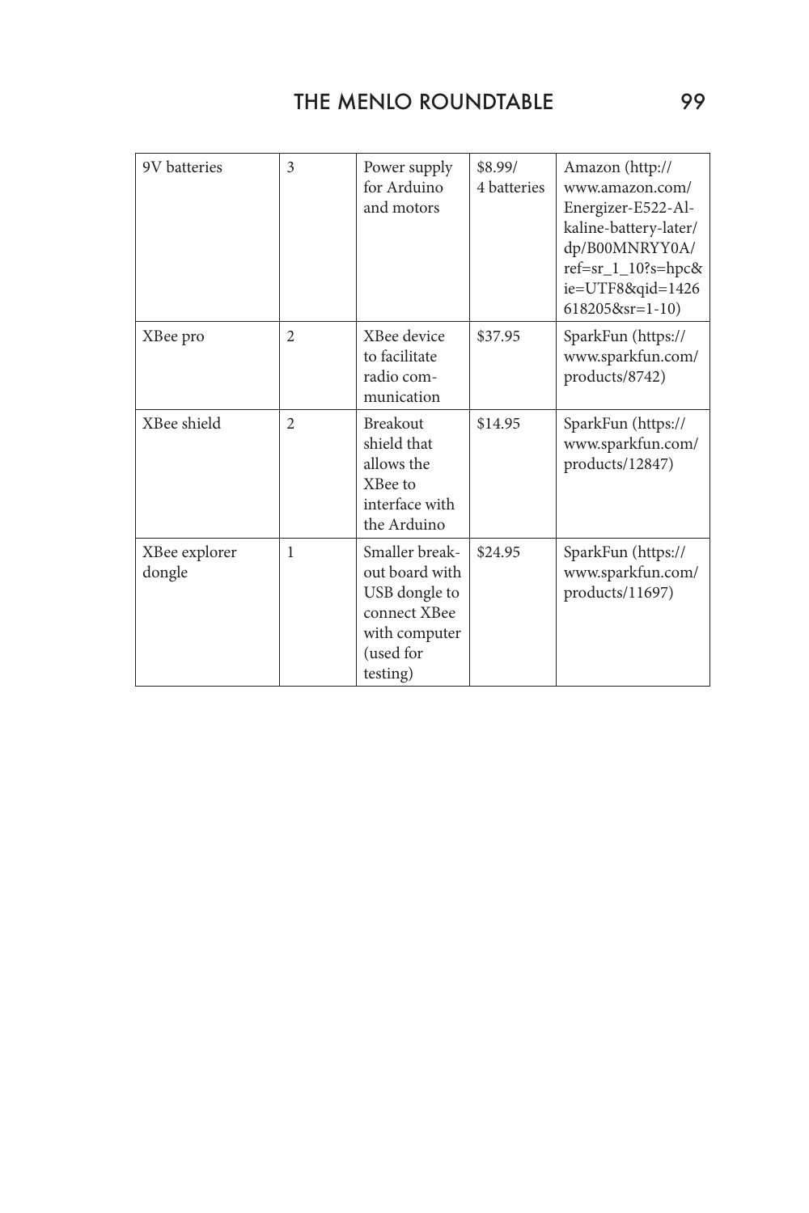| 9V batteries | 3 | Power supply for Arduino and motors | $8.99/ 4 batteries | Amazon (http://www.amazon.com/Energizer-E522-Alkaline-battery-later/dp/B00MNRYY0A/ref=sr_1_10?s=hpc&ie=UTF8&qid=1426618205&sr=1-10) |
|---|---|---|---|---|
| XBee pro | 2 | XBee device to facilitate radio communication | $37.95 | SparkFun (https://www.sparkfun.com/products/8742) |
| XBee shield | 2 | Breakout shield that allows the XBee to interface with the Arduino | $14.95 | SparkFun (https://www.sparkfun.com/products/12847) |
| XBee explorer dongle | 1 | Smaller breakout board with USB dongle to connect XBee with computer (used for testing) | $24.95 | SparkFun (https://www.sparkfun.com/products/11697) |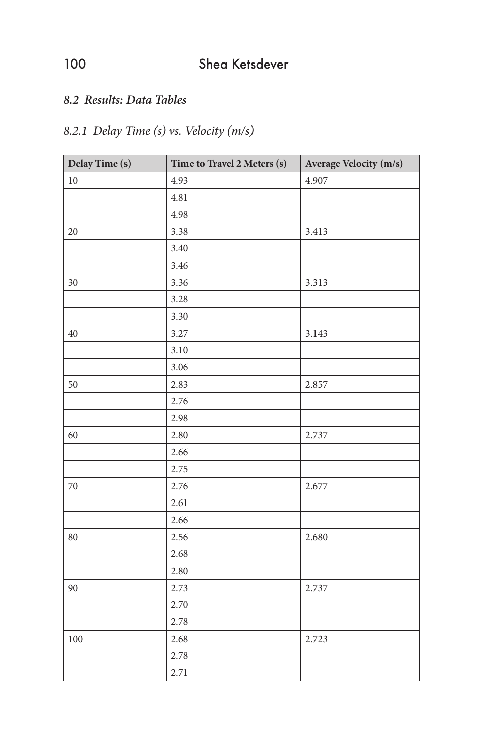## 8.2 *Results: Data Tables*

### 8.2.1 *Delay Time (s) vs. Velocity (m/s)*

| Delay Time (s) | Time to Travel 2 Meters (s) | Average Velocity (m/s) |
|---|---|---|
| 10 | 4.93 | 4.907 |
| | 4.81 | |
| | 4.98 | |
| 20 | 3.38 | 3.413 |
| | 3.40 | |
| | 3.46 | |
| 30 | 3.36 | 3.313 |
| | 3.28 | |
| | 3.30 | |
| 40 | 3.27 | 3.143 |
| | 3.10 | |
| | 3.06 | |
| 50 | 2.83 | 2.857 |
| | 2.76 | |
| | 2.98 | |
| 60 | 2.80 | 2.737 |
| | 2.66 | |
| | 2.75 | |
| 70 | 2.76 | 2.677 |
| | 2.61 | |
| | 2.66 | |
| 80 | 2.56 | 2.680 |
| | 2.68 | |
| | 2.80 | |
| 90 | 2.73 | 2.737 |
| | 2.70 | |
| | 2.78 | |
| 100 | 2.68 | 2.723 |
| | 2.78 | |
| | 2.71 | |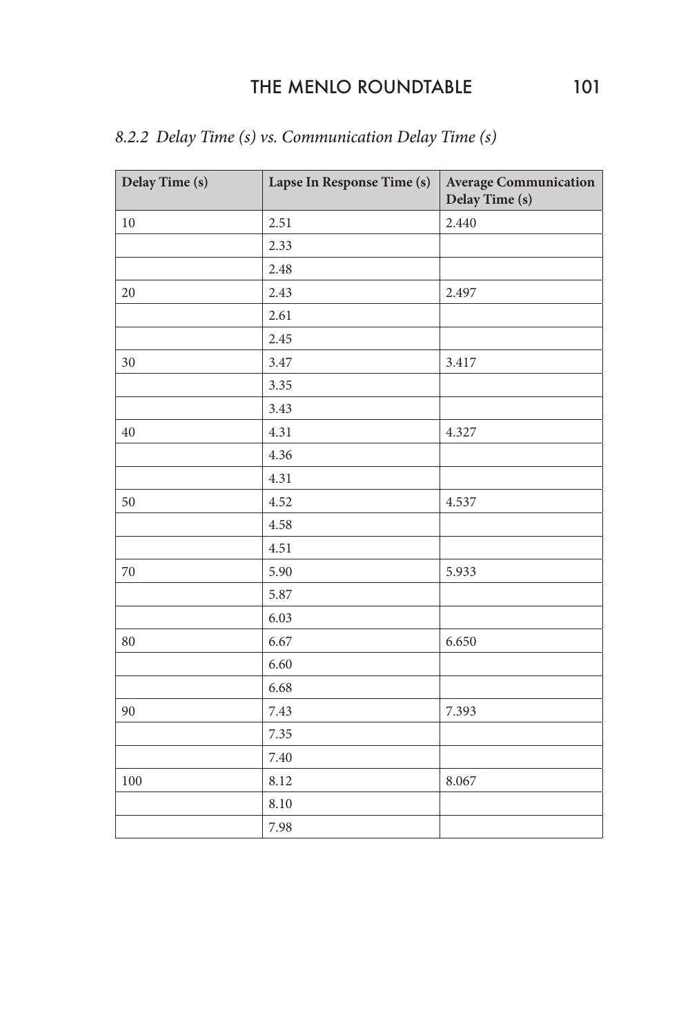### *8.2.2 Delay Time (s) vs. Communication Delay Time (s)*

| Delay Time (s) | Lapse In Response Time (s) | Average Communication Delay Time (s) |
|---|---|---|
| 10 | 2.51 | 2.440 |
| | 2.33 | |
| | 2.48 | |
| 20 | 2.43 | 2.497 |
| | 2.61 | |
| | 2.45 | |
| 30 | 3.47 | 3.417 |
| | 3.35 | |
| | 3.43 | |
| 40 | 4.31 | 4.327 |
| | 4.36 | |
| | 4.31 | |
| 50 | 4.52 | 4.537 |
| | 4.58 | |
| | 4.51 | |
| 70 | 5.90 | 5.933 |
| | 5.87 | |
| | 6.03 | |
| 80 | 6.67 | 6.650 |
| | 6.60 | |
| | 6.68 | |
| 90 | 7.43 | 7.393 |
| | 7.35 | |
| | 7.40 | |
| 100 | 8.12 | 8.067 |
| | 8.10 | |
| | 7.98 | |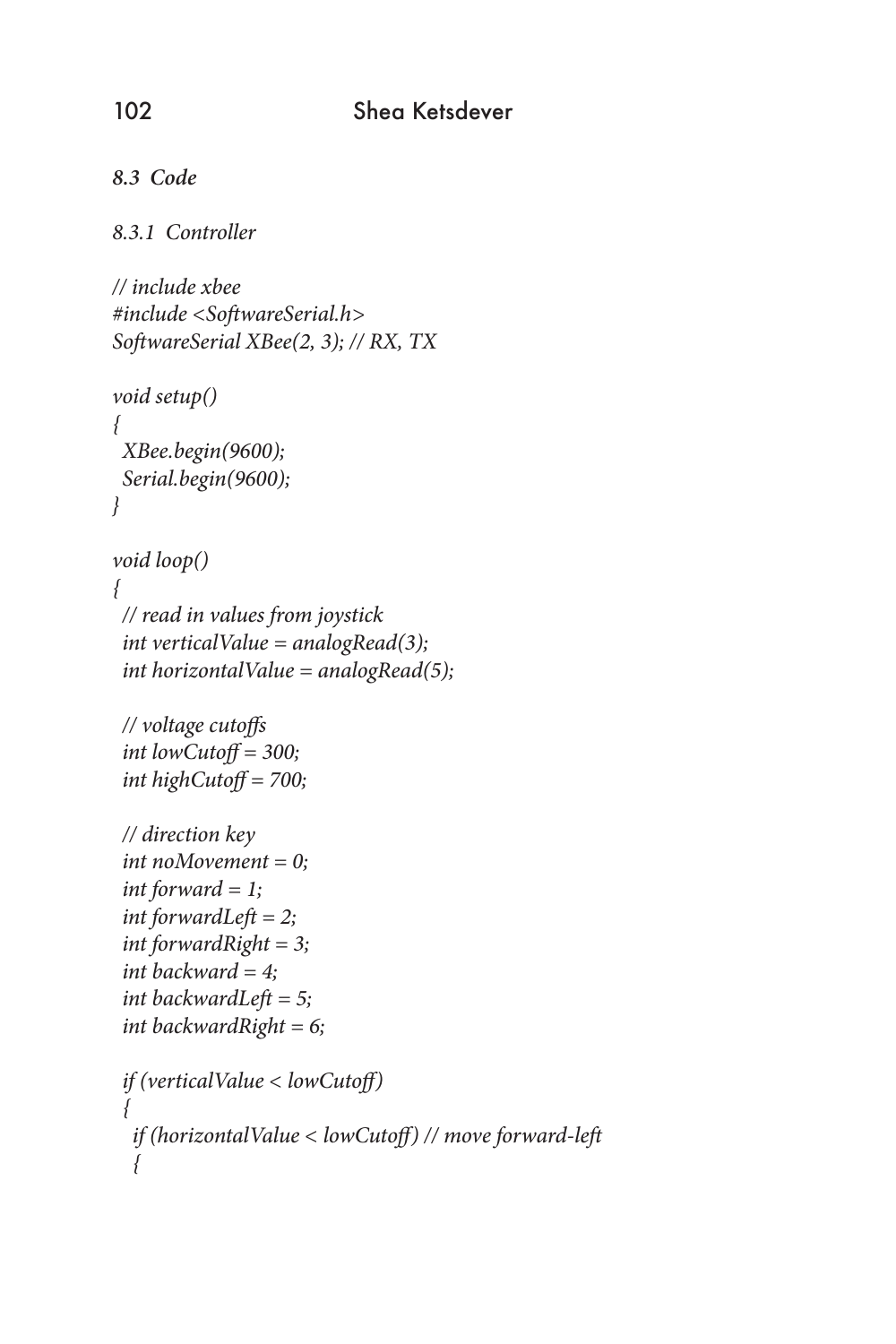### 8.3 Code

#### 8.3.1 Controller

```
// include xbee
#include <SoftwareSerial.h>
SoftwareSerial XBee(2, 3); // RX, TX

void setup()
{
  XBee.begin(9600);
  Serial.begin(9600);
}

void loop()
{
  // read in values from joystick
  int verticalValue = analogRead(3);
  int horizontalValue = analogRead(5);

  // voltage cutoffs
  int lowCutoff = 300;
  int highCutoff = 700;

  // direction key
  int noMovement = 0;
  int forward = 1;
  int forwardLeft = 2;
  int forwardRight = 3;
  int backward = 4;
  int backwardLeft = 5;
  int backwardRight = 6;

  if (verticalValue < lowCutoff)
  {
   if (horizontalValue < lowCutoff) // move forward-left
   {
```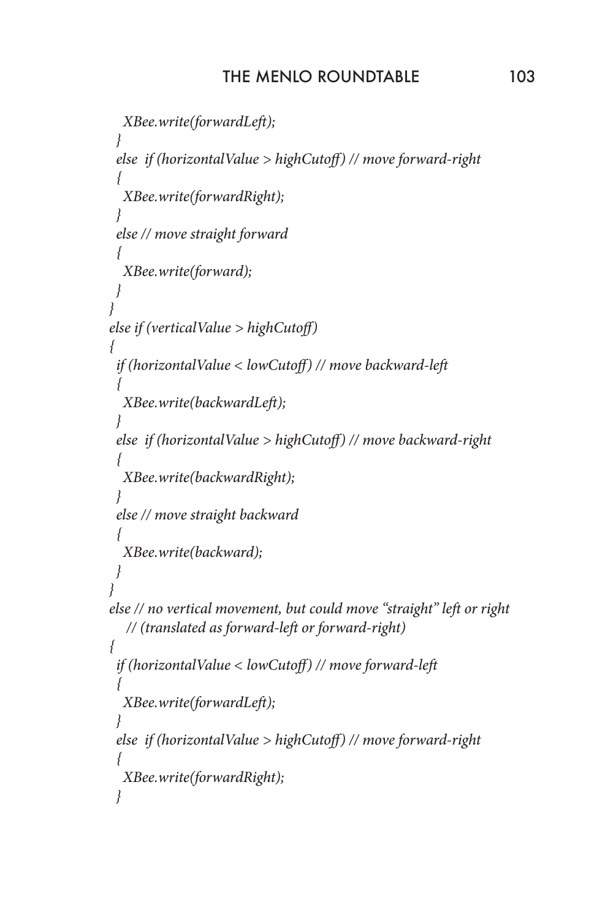```
    XBee.write(forwardLeft);
  }
  else  if (horizontalValue > highCutoff) // move forward-right
  {
    XBee.write(forwardRight);
  }
  else // move straight forward
  {
    XBee.write(forward);
  }
}
else if (verticalValue > highCutoff)
{
  if (horizontalValue < lowCutoff) // move backward-left
  {
    XBee.write(backwardLeft);
  }
  else  if (horizontalValue > highCutoff) // move backward-right
  {
    XBee.write(backwardRight);
  }
  else // move straight backward
  {
    XBee.write(backward);
  }
}
else // no vertical movement, but could move "straight" left or right
     // (translated as forward-left or forward-right)
{
  if (horizontalValue < lowCutoff) // move forward-left
  {
    XBee.write(forwardLeft);
  }
  else  if (horizontalValue > highCutoff) // move forward-right
  {
    XBee.write(forwardRight);
  }
```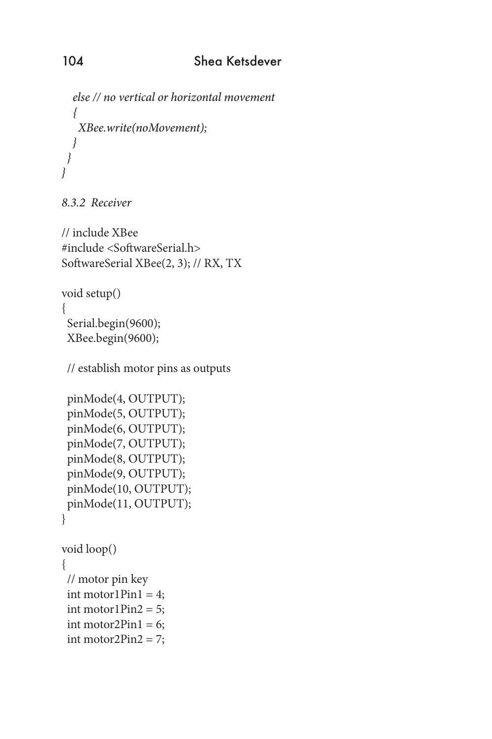```
  else // no vertical or horizontal movement
  {
   XBee.write(noMovement);
  }
 }
}
```

*8.3.2 Receiver*

```
// include XBee
#include <SoftwareSerial.h>
SoftwareSerial XBee(2, 3); // RX, TX

void setup()
{
 Serial.begin(9600);
 XBee.begin(9600);

 // establish motor pins as outputs

 pinMode(4, OUTPUT);
 pinMode(5, OUTPUT);
 pinMode(6, OUTPUT);
 pinMode(7, OUTPUT);
 pinMode(8, OUTPUT);
 pinMode(9, OUTPUT);
 pinMode(10, OUTPUT);
 pinMode(11, OUTPUT);
}

void loop()
{
 // motor pin key
 int motor1Pin1 = 4;
 int motor1Pin2 = 5;
 int motor2Pin1 = 6;
 int motor2Pin2 = 7;
```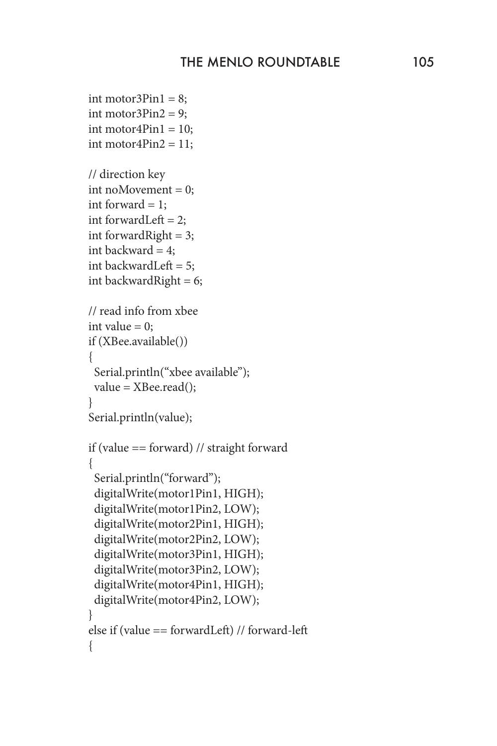```
int motor3Pin1 = 8;
int motor3Pin2 = 9;
int motor4Pin1 = 10;
int motor4Pin2 = 11;

// direction key
int noMovement = 0;
int forward = 1;
int forwardLeft = 2;
int forwardRight = 3;
int backward = 4;
int backwardLeft = 5;
int backwardRight = 6;

// read info from xbee
int value = 0;
if (XBee.available())
{
 Serial.println("xbee available");
 value = XBee.read();
}
Serial.println(value);

if (value == forward) // straight forward
{
 Serial.println("forward");
 digitalWrite(motor1Pin1, HIGH);
 digitalWrite(motor1Pin2, LOW);
 digitalWrite(motor2Pin1, HIGH);
 digitalWrite(motor2Pin2, LOW);
 digitalWrite(motor3Pin1, HIGH);
 digitalWrite(motor3Pin2, LOW);
 digitalWrite(motor4Pin1, HIGH);
 digitalWrite(motor4Pin2, LOW);
}
else if (value == forwardLeft) // forward-left
{
```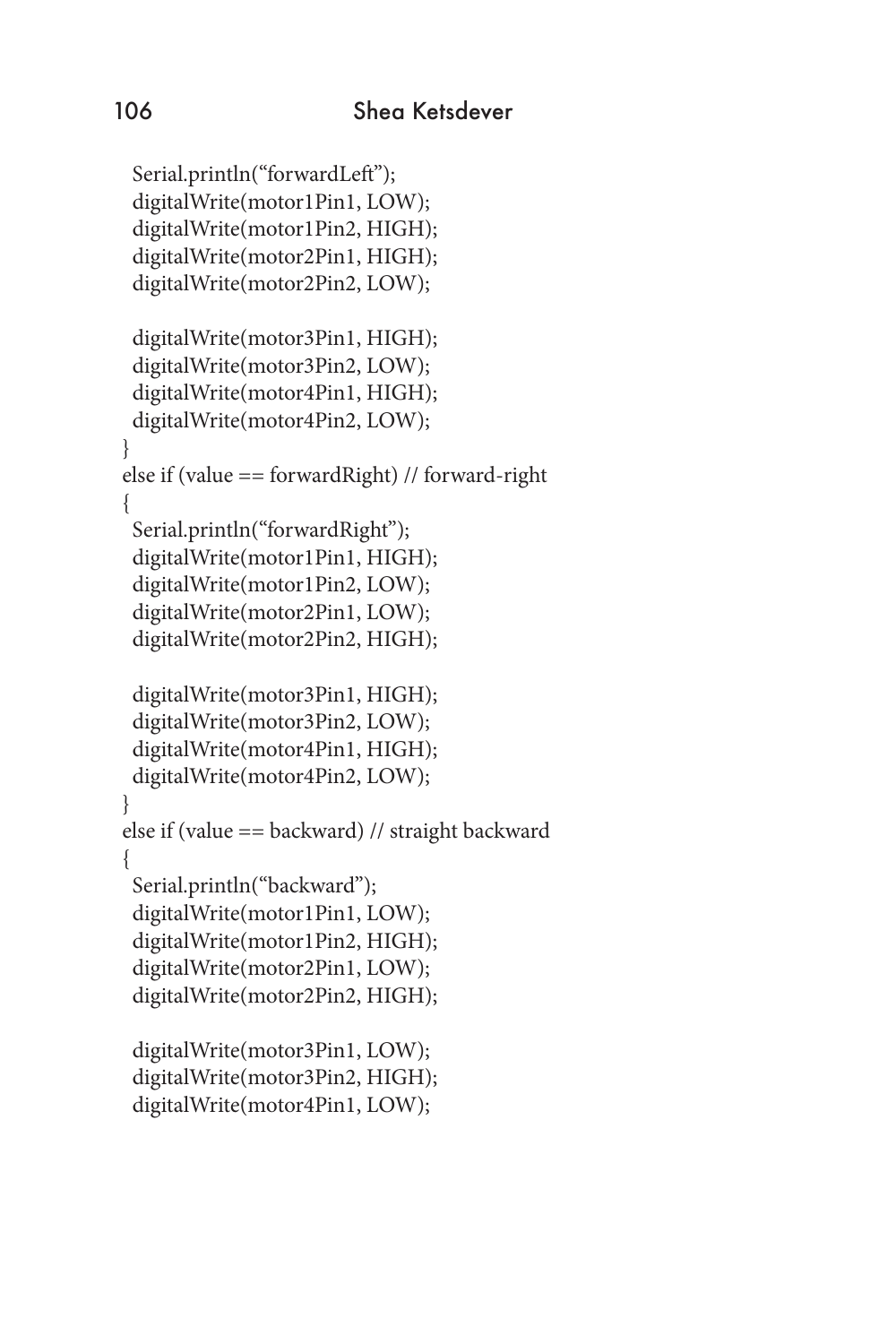```
  Serial.println("forwardLeft");
  digitalWrite(motor1Pin1, LOW);
  digitalWrite(motor1Pin2, HIGH);
  digitalWrite(motor2Pin1, HIGH);
  digitalWrite(motor2Pin2, LOW);

  digitalWrite(motor3Pin1, HIGH);
  digitalWrite(motor3Pin2, LOW);
  digitalWrite(motor4Pin1, HIGH);
  digitalWrite(motor4Pin2, LOW);
}
else if (value == forwardRight) // forward-right
{
  Serial.println("forwardRight");
  digitalWrite(motor1Pin1, HIGH);
  digitalWrite(motor1Pin2, LOW);
  digitalWrite(motor2Pin1, LOW);
  digitalWrite(motor2Pin2, HIGH);

  digitalWrite(motor3Pin1, HIGH);
  digitalWrite(motor3Pin2, LOW);
  digitalWrite(motor4Pin1, HIGH);
  digitalWrite(motor4Pin2, LOW);
}
else if (value == backward) // straight backward
{
  Serial.println("backward");
  digitalWrite(motor1Pin1, LOW);
  digitalWrite(motor1Pin2, HIGH);
  digitalWrite(motor2Pin1, LOW);
  digitalWrite(motor2Pin2, HIGH);

  digitalWrite(motor3Pin1, LOW);
  digitalWrite(motor3Pin2, HIGH);
  digitalWrite(motor4Pin1, LOW);
```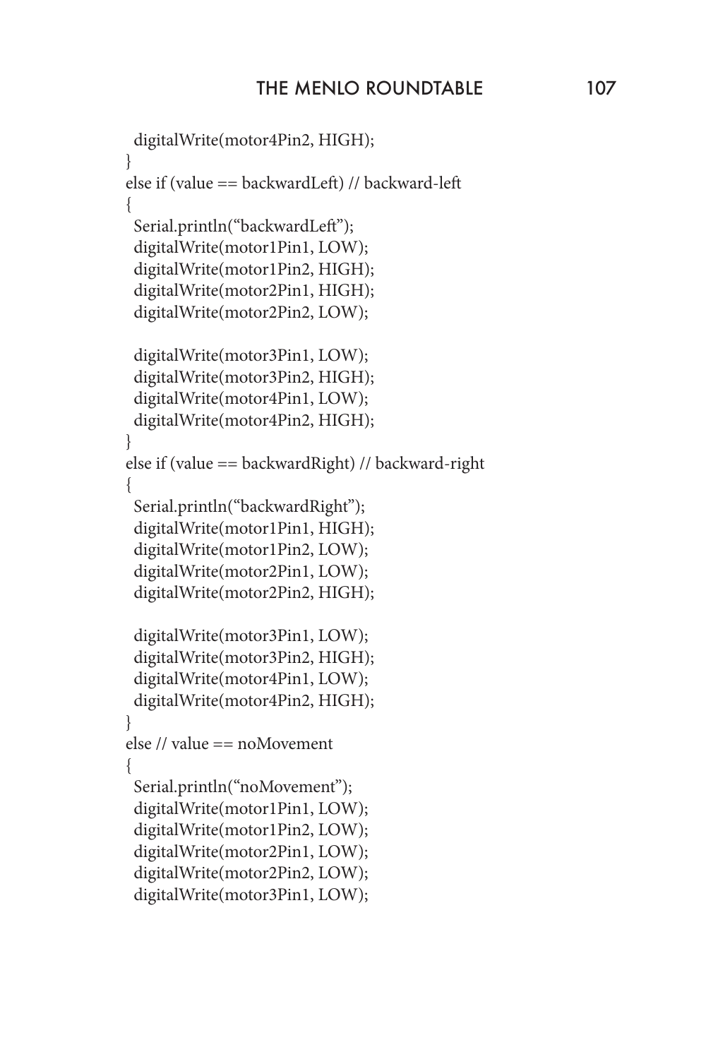```
  digitalWrite(motor4Pin2, HIGH);
}
else if (value == backwardLeft) // backward-left
{
  Serial.println("backwardLeft");
  digitalWrite(motor1Pin1, LOW);
  digitalWrite(motor1Pin2, HIGH);
  digitalWrite(motor2Pin1, HIGH);
  digitalWrite(motor2Pin2, LOW);

  digitalWrite(motor3Pin1, LOW);
  digitalWrite(motor3Pin2, HIGH);
  digitalWrite(motor4Pin1, LOW);
  digitalWrite(motor4Pin2, HIGH);
}
else if (value == backwardRight) // backward-right
{
  Serial.println("backwardRight");
  digitalWrite(motor1Pin1, HIGH);
  digitalWrite(motor1Pin2, LOW);
  digitalWrite(motor2Pin1, LOW);
  digitalWrite(motor2Pin2, HIGH);

  digitalWrite(motor3Pin1, LOW);
  digitalWrite(motor3Pin2, HIGH);
  digitalWrite(motor4Pin1, LOW);
  digitalWrite(motor4Pin2, HIGH);
}
else // value == noMovement
{
  Serial.println("noMovement");
  digitalWrite(motor1Pin1, LOW);
  digitalWrite(motor1Pin2, LOW);
  digitalWrite(motor2Pin1, LOW);
  digitalWrite(motor2Pin2, LOW);
  digitalWrite(motor3Pin1, LOW);
```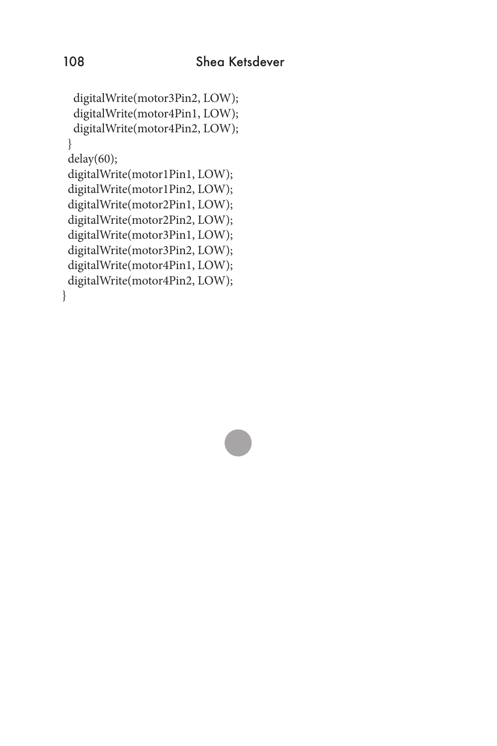```
    digitalWrite(motor3Pin2, LOW);
    digitalWrite(motor4Pin1, LOW);
    digitalWrite(motor4Pin2, LOW);
  }
  delay(60);
  digitalWrite(motor1Pin1, LOW);
  digitalWrite(motor1Pin2, LOW);
  digitalWrite(motor2Pin1, LOW);
  digitalWrite(motor2Pin2, LOW);
  digitalWrite(motor3Pin1, LOW);
  digitalWrite(motor3Pin2, LOW);
  digitalWrite(motor4Pin1, LOW);
  digitalWrite(motor4Pin2, LOW);
}
```